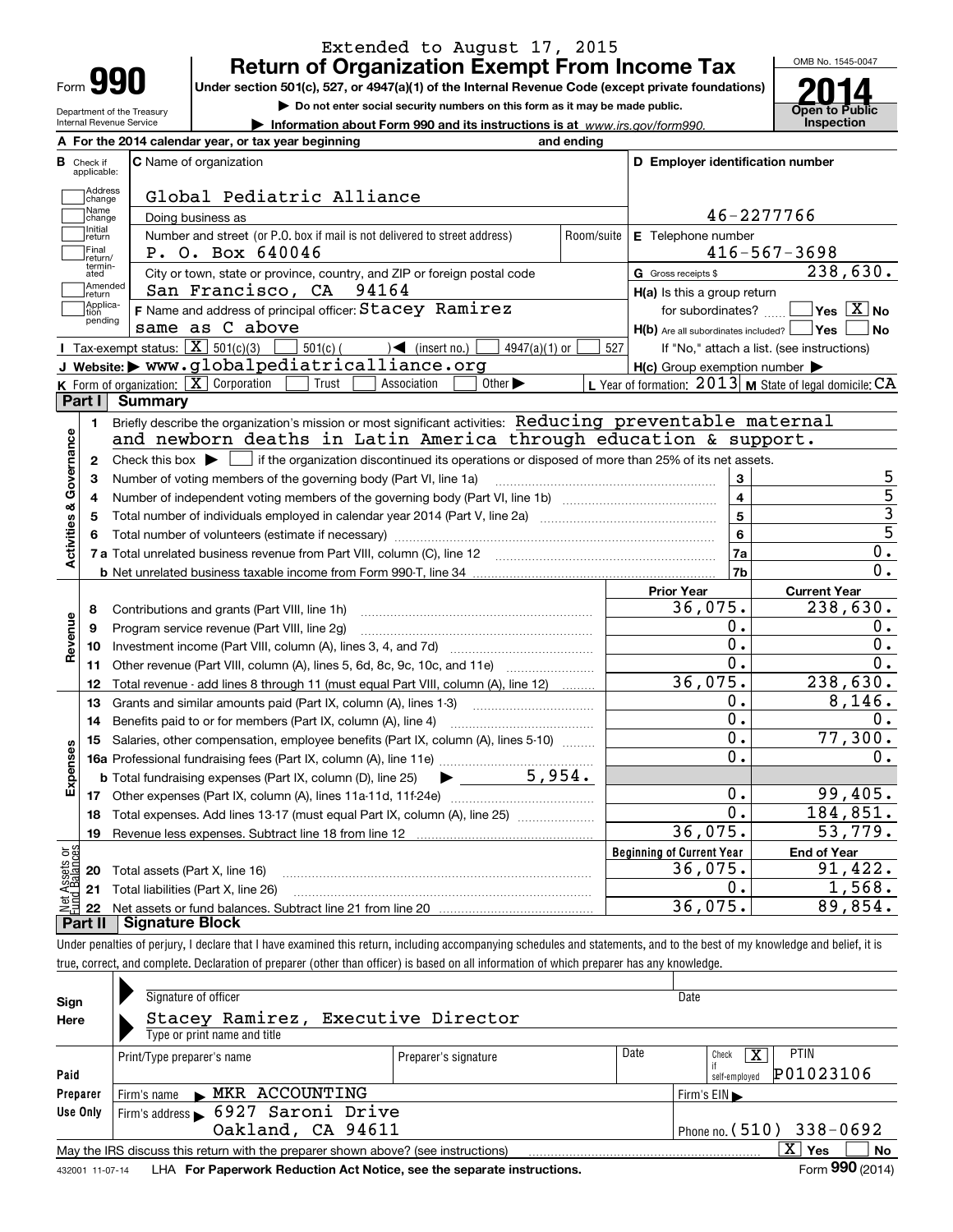Extended to August 17, 2015

# Form 990 — Return of Organization Exempt From Income Tax

**Under section 501(c), 527, or 4947(a)(1) of the Internal Revenue Code (except private foundations)**

▶ Do not enter social security numbers on this form as it may be made public.

▶ Information about Form 990 and its instructions is at www.irs.gov/form990.

Department of the Treasury
Internal Revenue Service

OMB No. 1545-0047

**2014**

**Open to Public Inspection**

**A** For the 2014 calendar year, or tax year beginning and ending

**B** Check if applicable: Address change, Name change, Initial return, Final return/terminated, Amended return, Application pending

**C** Name of organization: Global Pediatric Alliance

Doing business as

Number and street (or P.O. box if mail is not delivered to street address): P. O. Box 640046 — Room/suite

City or town, state or province, country, and ZIP or foreign postal code: San Francisco, CA 94164

**F** Name and address of principal officer: Stacey Ramirez, same as C above

**D** Employer identification number: 46-2277766

**E** Telephone number: 416-567-3698

**G** Gross receipts $ 238,630.

**H(a)** Is this a group return for subordinates? Yes [ ] No [X]

**H(b)** Are all subordinates included? Yes [ ] No [ ] If "No," attach a list. (see instructions)

**H(c)** Group exemption number ▶

**I** Tax-exempt status: [X] 501(c)(3) [ ] 501(c) ( ) ◀ (insert no.) [ ] 4947(a)(1) or [ ] 527

**J** Website: ▶ www.globalpediatricalliance.org

**K** Form of organization: [X] Corporation [ ] Trust [ ] Association [ ] Other ▶

**L** Year of formation: 2013 **M** State of legal domicile: CA

## Part I Summary

**Activities & Governance**

1. Briefly describe the organization's mission or most significant activities: Reducing preventable maternal and newborn deaths in Latin America through education & support.
2. Check this box ▶ [ ] if the organization discontinued its operations or disposed of more than 25% of its net assets.

| | | Line | |
|---|---|---|---|
| 3 | Number of voting members of the governing body (Part VI, line 1a) | 3 | 5 |
| 4 | Number of independent voting members of the governing body (Part VI, line 1b) | 4 | 5 |
| 5 | Total number of individuals employed in calendar year 2014 (Part V, line 2a) | 5 | 3 |
| 6 | Total number of volunteers (estimate if necessary) | 6 | 5 |
| 7a | Total unrelated business revenue from Part VIII, column (C), line 12 | 7a | 0. |
| b | Net unrelated business taxable income from Form 990-T, line 34 | 7b | 0. |

| | | Prior Year | Current Year |
|---|---|---|---|
| **Revenue** | | | |
| 8 | Contributions and grants (Part VIII, line 1h) | 36,075. | 238,630. |
| 9 | Program service revenue (Part VIII, line 2g) | 0. | 0. |
| 10 | Investment income (Part VIII, column (A), lines 3, 4, and 7d) | 0. | 0. |
| 11 | Other revenue (Part VIII, column (A), lines 5, 6d, 8c, 9c, 10c, and 11e) | 0. | 0. |
| 12 | Total revenue - add lines 8 through 11 (must equal Part VIII, column (A), line 12) | 36,075. | 238,630. |
| **Expenses** | | | |
| 13 | Grants and similar amounts paid (Part IX, column (A), lines 1-3) | 0. | 8,146. |
| 14 | Benefits paid to or for members (Part IX, column (A), line 4) | 0. | 0. |
| 15 | Salaries, other compensation, employee benefits (Part IX, column (A), lines 5-10) | 0. | 77,300. |
| 16a | Professional fundraising fees (Part IX, column (A), line 11e) | 0. | 0. |
| b | Total fundraising expenses (Part IX, column (D), line 25) ▶ 5,954. | | |
| 17 | Other expenses (Part IX, column (A), lines 11a-11d, 11f-24e) | 0. | 99,405. |
| 18 | Total expenses. Add lines 13-17 (must equal Part IX, column (A), line 25) | 0. | 184,851. |
| 19 | Revenue less expenses. Subtract line 18 from line 12 | 36,075. | 53,779. |

| **Net Assets or Fund Balances** | | Beginning of Current Year | End of Year |
|---|---|---|---|
| 20 | Total assets (Part X, line 16) | 36,075. | 91,422. |
| 21 | Total liabilities (Part X, line 26) | 0. | 1,568. |
| 22 | Net assets or fund balances. Subtract line 21 from line 20 | 36,075. | 89,854. |

## Part II Signature Block

Under penalties of perjury, I declare that I have examined this return, including accompanying schedules and statements, and to the best of my knowledge and belief, it is true, correct, and complete. Declaration of preparer (other than officer) is based on all information of which preparer has any knowledge.

**Sign Here**

Signature of officer — Date

Stacey Ramirez, Executive Director
Type or print name and title

**Paid Preparer Use Only**

| Print/Type preparer's name | Preparer's signature | Date | Check [X] if self-employed | PTIN |
|---|---|---|---|---|
| | | | | P01023106 |

Firm's name ▶ MKR ACCOUNTING — Firm's EIN ▶

Firm's address ▶ 6927 Saroni Drive, Oakland, CA 94611 — Phone no. (510) 338-0692

May the IRS discuss this return with the preparer shown above? (see instructions) [X] Yes [ ] No

432001 11-07-14 LHA For Paperwork Reduction Act Notice, see the separate instructions. Form 990 (2014)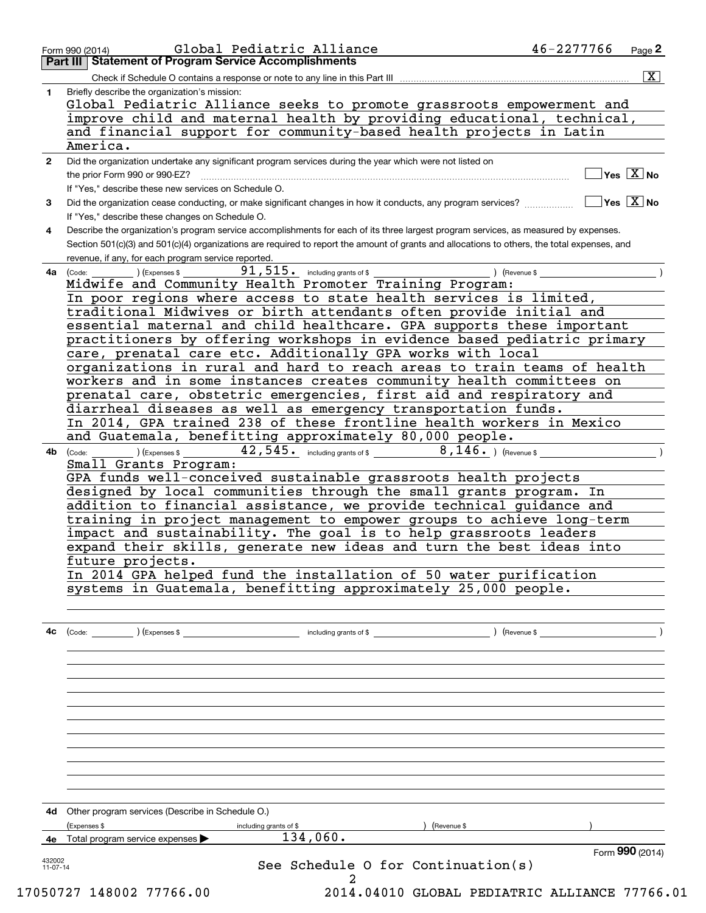Form 990 (2014) Global Pediatric Alliance 46-2277766 Page 2

## Part III Statement of Program Service Accomplishments

Check if Schedule O contains a response or note to any line in this Part III [X]

**1** Briefly describe the organization's mission:

Global Pediatric Alliance seeks to promote grassroots empowerment and improve child and maternal health by providing educational, technical, and financial support for community-based health projects in Latin America.

**2** Did the organization undertake any significant program services during the year which were not listed on the prior Form 990 or 990-EZ? [ ] Yes [X] No

If "Yes," describe these new services on Schedule O.

**3** Did the organization cease conducting, or make significant changes in how it conducts, any program services? [ ] Yes [X] No

If "Yes," describe these changes on Schedule O.

**4** Describe the organization's program service accomplishments for each of its three largest program services, as measured by expenses. Section 501(c)(3) and 501(c)(4) organizations are required to report the amount of grants and allocations to others, the total expenses, and revenue, if any, for each program service reported.

**4a** (Code: ) (Expenses $ 91,515. including grants of $ ) (Revenue $ )

Midwife and Community Health Promoter Training Program:
In poor regions where access to state health services is limited, traditional Midwives or birth attendants often provide initial and essential maternal and child healthcare. GPA supports these important practitioners by offering workshops in evidence based pediatric primary care, prenatal care etc. Additionally GPA works with local organizations in rural and hard to reach areas to train teams of health workers and in some instances creates community health committees on prenatal care, obstetric emergencies, first aid and respiratory and diarrheal diseases as well as emergency transportation funds.
In 2014, GPA trained 238 of these frontline health workers in Mexico and Guatemala, benefitting approximately 80,000 people.

**4b** (Code: ) (Expenses $ 42,545. including grants of $ 8,146. ) (Revenue $ )

Small Grants Program:
GPA funds well-conceived sustainable grassroots health projects designed by local communities through the small grants program. In addition to financial assistance, we provide technical guidance and training in project management to empower groups to achieve long-term impact and sustainability. The goal is to help grassroots leaders expand their skills, generate new ideas and turn the best ideas into future projects.
In 2014 GPA helped fund the installation of 50 water purification systems in Guatemala, benefitting approximately 25,000 people.

**4c** (Code: ) (Expenses $ including grants of $ ) (Revenue $ )

**4d** Other program services (Describe in Schedule O.)

(Expenses $ including grants of $ ) (Revenue $ )

**4e** Total program service expenses ▶ 134,060.

Form **990** (2014)

432002 11-07-14

See Schedule O for Continuation(s)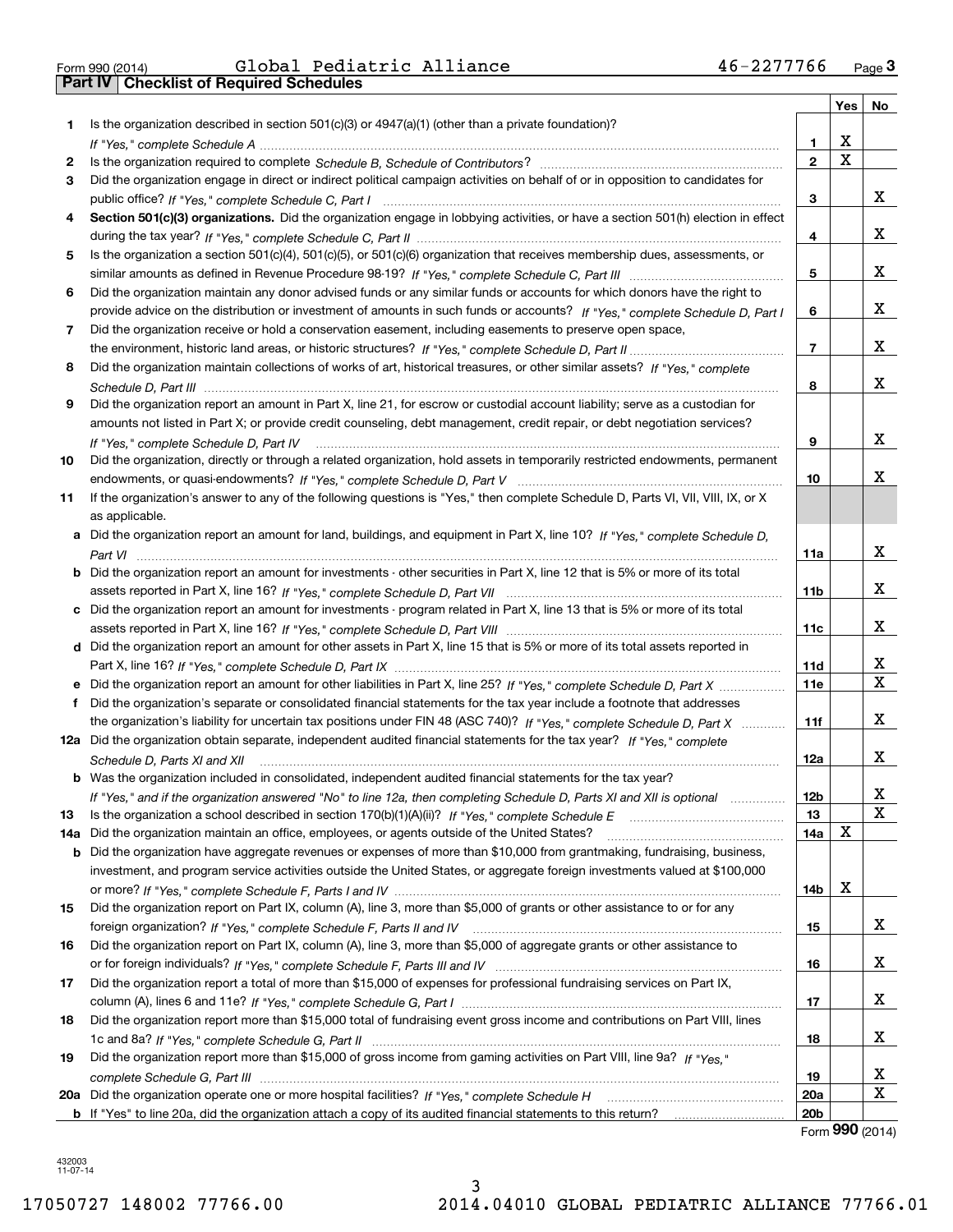Form 990 (2014) Global Pediatric Alliance 46-2277766 Page 3

**Part IV Checklist of Required Schedules**

| | | | Yes | No |
|---|---|---|---|---|
| 1 | Is the organization described in section 501(c)(3) or 4947(a)(1) (other than a private foundation)? *If "Yes," complete Schedule A* | 1 | X | |
| 2 | Is the organization required to complete *Schedule B, Schedule of Contributors*? | 2 | X | |
| 3 | Did the organization engage in direct or indirect political campaign activities on behalf of or in opposition to candidates for public office? *If "Yes," complete Schedule C, Part I* | 3 | | X |
| 4 | **Section 501(c)(3) organizations.** Did the organization engage in lobbying activities, or have a section 501(h) election in effect during the tax year? *If "Yes," complete Schedule C, Part II* | 4 | | X |
| 5 | Is the organization a section 501(c)(4), 501(c)(5), or 501(c)(6) organization that receives membership dues, assessments, or similar amounts as defined in Revenue Procedure 98-19? *If "Yes," complete Schedule C, Part III* | 5 | | X |
| 6 | Did the organization maintain any donor advised funds or any similar funds or accounts for which donors have the right to provide advice on the distribution or investment of amounts in such funds or accounts? *If "Yes," complete Schedule D, Part I* | 6 | | X |
| 7 | Did the organization receive or hold a conservation easement, including easements to preserve open space, the environment, historic land areas, or historic structures? *If "Yes," complete Schedule D, Part II* | 7 | | X |
| 8 | Did the organization maintain collections of works of art, historical treasures, or other similar assets? *If "Yes," complete Schedule D, Part III* | 8 | | X |
| 9 | Did the organization report an amount in Part X, line 21, for escrow or custodial account liability; serve as a custodian for amounts not listed in Part X; or provide credit counseling, debt management, credit repair, or debt negotiation services? *If "Yes," complete Schedule D, Part IV* | 9 | | X |
| 10 | Did the organization, directly or through a related organization, hold assets in temporarily restricted endowments, permanent endowments, or quasi-endowments? *If "Yes," complete Schedule D, Part V* | 10 | | X |
| 11 | If the organization's answer to any of the following questions is "Yes," then complete Schedule D, Parts VI, VII, VIII, IX, or X as applicable. | | | |
| a | Did the organization report an amount for land, buildings, and equipment in Part X, line 10? *If "Yes," complete Schedule D, Part VI* | 11a | | X |
| b | Did the organization report an amount for investments - other securities in Part X, line 12 that is 5% or more of its total assets reported in Part X, line 16? *If "Yes," complete Schedule D, Part VII* | 11b | | X |
| c | Did the organization report an amount for investments - program related in Part X, line 13 that is 5% or more of its total assets reported in Part X, line 16? *If "Yes," complete Schedule D, Part VIII* | 11c | | X |
| d | Did the organization report an amount for other assets in Part X, line 15 that is 5% or more of its total assets reported in Part X, line 16? *If "Yes," complete Schedule D, Part IX* | 11d | | X |
| e | Did the organization report an amount for other liabilities in Part X, line 25? *If "Yes," complete Schedule D, Part X* | 11e | | X |
| f | Did the organization's separate or consolidated financial statements for the tax year include a footnote that addresses the organization's liability for uncertain tax positions under FIN 48 (ASC 740)? *If "Yes," complete Schedule D, Part X* | 11f | | X |
| 12a | Did the organization obtain separate, independent audited financial statements for the tax year? *If "Yes," complete Schedule D, Parts XI and XII* | 12a | | X |
| b | Was the organization included in consolidated, independent audited financial statements for the tax year? *If "Yes," and if the organization answered "No" to line 12a, then completing Schedule D, Parts XI and XII is optional* | 12b | | X |
| 13 | Is the organization a school described in section 170(b)(1)(A)(ii)? *If "Yes," complete Schedule E* | 13 | | X |
| 14a | Did the organization maintain an office, employees, or agents outside of the United States? | 14a | X | |
| b | Did the organization have aggregate revenues or expenses of more than $10,000 from grantmaking, fundraising, business, investment, and program service activities outside the United States, or aggregate foreign investments valued at $100,000 or more? *If "Yes," complete Schedule F, Parts I and IV* | 14b | X | |
| 15 | Did the organization report on Part IX, column (A), line 3, more than $5,000 of grants or other assistance to or for any foreign organization? *If "Yes," complete Schedule F, Parts II and IV* | 15 | | X |
| 16 | Did the organization report on Part IX, column (A), line 3, more than $5,000 of aggregate grants or other assistance to or for foreign individuals? *If "Yes," complete Schedule F, Parts III and IV* | 16 | | X |
| 17 | Did the organization report a total of more than $15,000 of expenses for professional fundraising services on Part IX, column (A), lines 6 and 11e? *If "Yes," complete Schedule G, Part I* | 17 | | X |
| 18 | Did the organization report more than $15,000 total of fundraising event gross income and contributions on Part VIII, lines 1c and 8a? *If "Yes," complete Schedule G, Part II* | 18 | | X |
| 19 | Did the organization report more than $15,000 of gross income from gaming activities on Part VIII, line 9a? *If "Yes," complete Schedule G, Part III* | 19 | | X |
| 20a | Did the organization operate one or more hospital facilities? *If "Yes," complete Schedule H* | 20a | | X |
| b | If "Yes" to line 20a, did the organization attach a copy of its audited financial statements to this return? | 20b | | |

Form **990** (2014)

432003 11-07-14

17050727 148002 77766.00 2014.04010 GLOBAL PEDIATRIC ALLIANCE 77766.01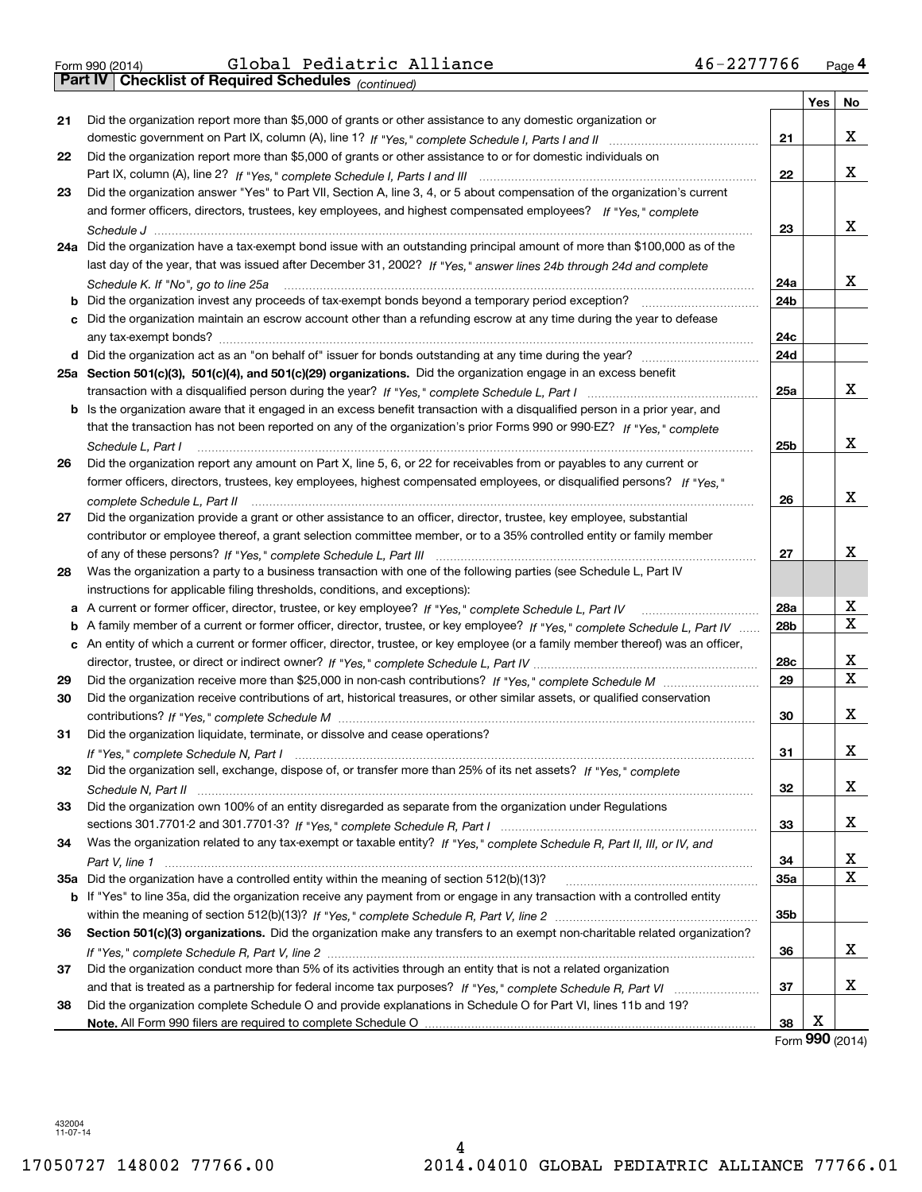Form 990 (2014) Global Pediatric Alliance 46-2277766 Page **4**

**Part IV** **Checklist of Required Schedules** *(continued)*

| | | | Yes | No |
|---|---|---|---|---|
| 21 | Did the organization report more than $5,000 of grants or other assistance to any domestic organization or domestic government on Part IX, column (A), line 1? *If "Yes," complete Schedule I, Parts I and II* | 21 | | X |
| 22 | Did the organization report more than $5,000 of grants or other assistance to or for domestic individuals on Part IX, column (A), line 2? *If "Yes," complete Schedule I, Parts I and III* | 22 | | X |
| 23 | Did the organization answer "Yes" to Part VII, Section A, line 3, 4, or 5 about compensation of the organization's current and former officers, directors, trustees, key employees, and highest compensated employees? *If "Yes," complete Schedule J* | 23 | | X |
| 24a | Did the organization have a tax-exempt bond issue with an outstanding principal amount of more than $100,000 as of the last day of the year, that was issued after December 31, 2002? *If "Yes," answer lines 24b through 24d and complete Schedule K. If "No", go to line 25a* | 24a | | X |
| b | Did the organization invest any proceeds of tax-exempt bonds beyond a temporary period exception? | 24b | | |
| c | Did the organization maintain an escrow account other than a refunding escrow at any time during the year to defease any tax-exempt bonds? | 24c | | |
| d | Did the organization act as an "on behalf of" issuer for bonds outstanding at any time during the year? | 24d | | |
| 25a | **Section 501(c)(3), 501(c)(4), and 501(c)(29) organizations.** Did the organization engage in an excess benefit transaction with a disqualified person during the year? *If "Yes," complete Schedule L, Part I* | 25a | | X |
| b | Is the organization aware that it engaged in an excess benefit transaction with a disqualified person in a prior year, and that the transaction has not been reported on any of the organization's prior Forms 990 or 990-EZ? *If "Yes," complete Schedule L, Part I* | 25b | | X |
| 26 | Did the organization report any amount on Part X, line 5, 6, or 22 for receivables from or payables to any current or former officers, directors, trustees, key employees, highest compensated employees, or disqualified persons? *If "Yes," complete Schedule L, Part II* | 26 | | X |
| 27 | Did the organization provide a grant or other assistance to an officer, director, trustee, key employee, substantial contributor or employee thereof, a grant selection committee member, or to a 35% controlled entity or family member of any of these persons? *If "Yes," complete Schedule L, Part III* | 27 | | X |
| 28 | Was the organization a party to a business transaction with one of the following parties (see Schedule L, Part IV instructions for applicable filing thresholds, conditions, and exceptions): | | | |
| a | A current or former officer, director, trustee, or key employee? *If "Yes," complete Schedule L, Part IV* | 28a | | X |
| b | A family member of a current or former officer, director, trustee, or key employee? *If "Yes," complete Schedule L, Part IV* | 28b | | X |
| c | An entity of which a current or former officer, director, trustee, or key employee (or a family member thereof) was an officer, director, trustee, or direct or indirect owner? *If "Yes," complete Schedule L, Part IV* | 28c | | X |
| 29 | Did the organization receive more than $25,000 in non-cash contributions? *If "Yes," complete Schedule M* | 29 | | X |
| 30 | Did the organization receive contributions of art, historical treasures, or other similar assets, or qualified conservation contributions? *If "Yes," complete Schedule M* | 30 | | X |
| 31 | Did the organization liquidate, terminate, or dissolve and cease operations? *If "Yes," complete Schedule N, Part I* | 31 | | X |
| 32 | Did the organization sell, exchange, dispose of, or transfer more than 25% of its net assets? *If "Yes," complete Schedule N, Part II* | 32 | | X |
| 33 | Did the organization own 100% of an entity disregarded as separate from the organization under Regulations sections 301.7701-2 and 301.7701-3? *If "Yes," complete Schedule R, Part I* | 33 | | X |
| 34 | Was the organization related to any tax-exempt or taxable entity? *If "Yes," complete Schedule R, Part II, III, or IV, and Part V, line 1* | 34 | | X |
| 35a | Did the organization have a controlled entity within the meaning of section 512(b)(13)? | 35a | | X |
| b | If "Yes" to line 35a, did the organization receive any payment from or engage in any transaction with a controlled entity within the meaning of section 512(b)(13)? *If "Yes," complete Schedule R, Part V, line 2* | 35b | | |
| 36 | **Section 501(c)(3) organizations.** Did the organization make any transfers to an exempt non-charitable related organization? *If "Yes," complete Schedule R, Part V, line 2* | 36 | | X |
| 37 | Did the organization conduct more than 5% of its activities through an entity that is not a related organization and that is treated as a partnership for federal income tax purposes? *If "Yes," complete Schedule R, Part VI* | 37 | | X |
| 38 | Did the organization complete Schedule O and provide explanations in Schedule O for Part VI, lines 11b and 19? **Note.** All Form 990 filers are required to complete Schedule O | 38 | X | |

Form **990** (2014)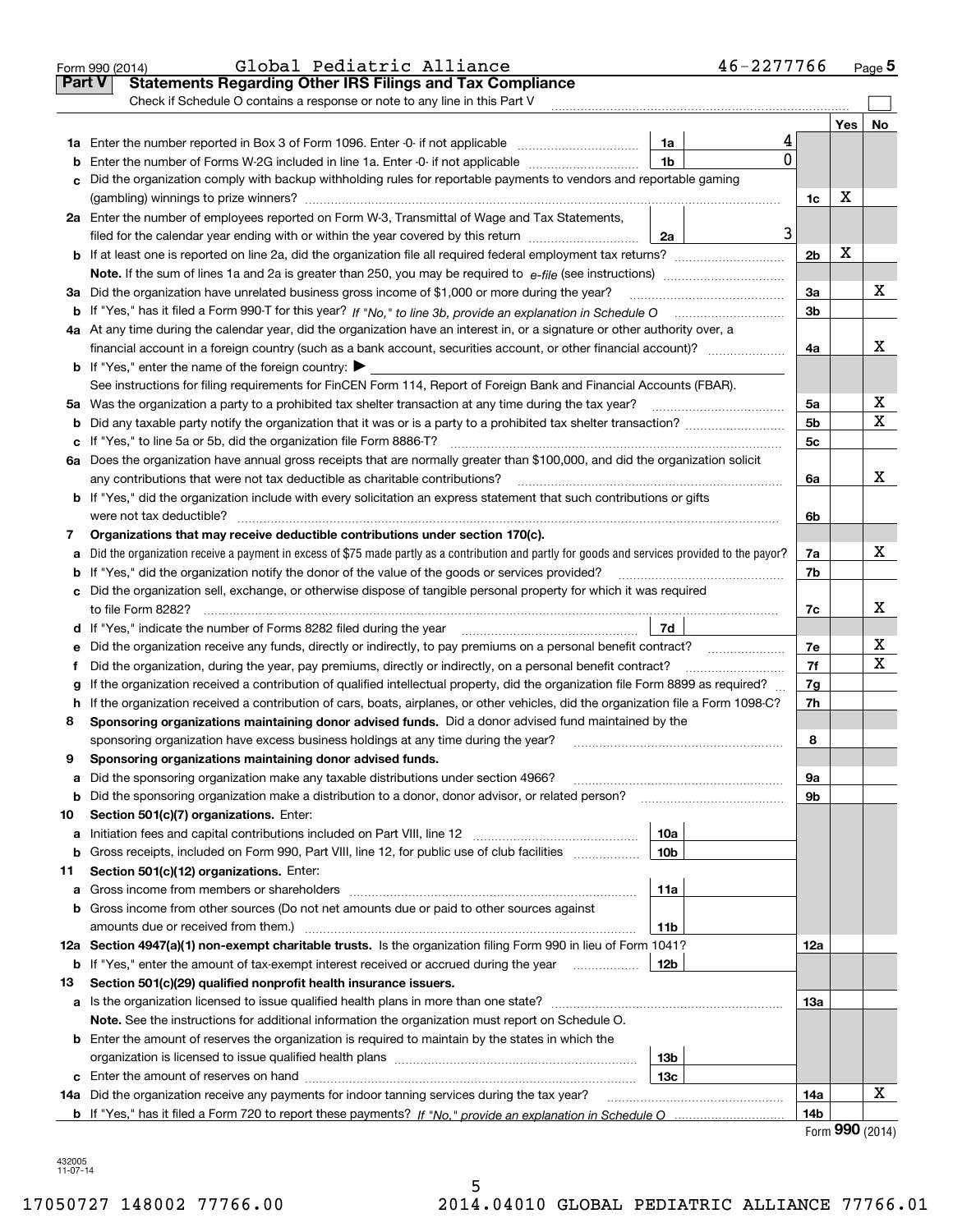Form 990 (2014) Global Pediatric Alliance 46-2277766 Page **5**

## Part V Statements Regarding Other IRS Filings and Tax Compliance

Check if Schedule O contains a response or note to any line in this Part V ☐

| | | | | | Yes | No |
|---|---|---|---|---|---|---|
| **1a** | Enter the number reported in Box 3 of Form 1096. Enter -0- if not applicable | 1a | 4 | | | |
| **b** | Enter the number of Forms W-2G included in line 1a. Enter -0- if not applicable | 1b | 0 | | | |
| **c** | Did the organization comply with backup withholding rules for reportable payments to vendors and reportable gaming (gambling) winnings to prize winners? | | | 1c | X | |
| **2a** | Enter the number of employees reported on Form W-3, Transmittal of Wage and Tax Statements, filed for the calendar year ending with or within the year covered by this return | 2a | 3 | | | |
| **b** | If at least one is reported on line 2a, did the organization file all required federal employment tax returns? | | | 2b | X | |
| | **Note.** If the sum of lines 1a and 2a is greater than 250, you may be required to *e-file* (see instructions) | | | | | |
| **3a** | Did the organization have unrelated business gross income of $1,000 or more during the year? | | | 3a | | X |
| **b** | If "Yes," has it filed a Form 990-T for this year? *If "No," to line 3b, provide an explanation in Schedule O* | | | 3b | | |
| **4a** | At any time during the calendar year, did the organization have an interest in, or a signature or other authority over, a financial account in a foreign country (such as a bank account, securities account, or other financial account)? | | | 4a | | X |
| **b** | If "Yes," enter the name of the foreign country: ▶ | | | | | |
| | See instructions for filing requirements for FinCEN Form 114, Report of Foreign Bank and Financial Accounts (FBAR). | | | | | |
| **5a** | Was the organization a party to a prohibited tax shelter transaction at any time during the tax year? | | | 5a | | X |
| **b** | Did any taxable party notify the organization that it was or is a party to a prohibited tax shelter transaction? | | | 5b | | X |
| **c** | If "Yes," to line 5a or 5b, did the organization file Form 8886-T? | | | 5c | | |
| **6a** | Does the organization have annual gross receipts that are normally greater than $100,000, and did the organization solicit any contributions that were not tax deductible as charitable contributions? | | | 6a | | X |
| **b** | If "Yes," did the organization include with every solicitation an express statement that such contributions or gifts were not tax deductible? | | | 6b | | |
| **7** | **Organizations that may receive deductible contributions under section 170(c).** | | | | | |
| **a** | Did the organization receive a payment in excess of $75 made partly as a contribution and partly for goods and services provided to the payor? | | | 7a | | X |
| **b** | If "Yes," did the organization notify the donor of the value of the goods or services provided? | | | 7b | | |
| **c** | Did the organization sell, exchange, or otherwise dispose of tangible personal property for which it was required to file Form 8282? | | | 7c | | X |
| **d** | If "Yes," indicate the number of Forms 8282 filed during the year | 7d | | | | |
| **e** | Did the organization receive any funds, directly or indirectly, to pay premiums on a personal benefit contract? | | | 7e | | X |
| **f** | Did the organization, during the year, pay premiums, directly or indirectly, on a personal benefit contract? | | | 7f | | X |
| **g** | If the organization received a contribution of qualified intellectual property, did the organization file Form 8899 as required? | | | 7g | | |
| **h** | If the organization received a contribution of cars, boats, airplanes, or other vehicles, did the organization file a Form 1098-C? | | | 7h | | |
| **8** | **Sponsoring organizations maintaining donor advised funds.** Did a donor advised fund maintained by the sponsoring organization have excess business holdings at any time during the year? | | | 8 | | |
| **9** | **Sponsoring organizations maintaining donor advised funds.** | | | | | |
| **a** | Did the sponsoring organization make any taxable distributions under section 4966? | | | 9a | | |
| **b** | Did the sponsoring organization make a distribution to a donor, donor advisor, or related person? | | | 9b | | |
| **10** | **Section 501(c)(7) organizations.** Enter: | | | | | |
| **a** | Initiation fees and capital contributions included on Part VIII, line 12 | 10a | | | | |
| **b** | Gross receipts, included on Form 990, Part VIII, line 12, for public use of club facilities | 10b | | | | |
| **11** | **Section 501(c)(12) organizations.** Enter: | | | | | |
| **a** | Gross income from members or shareholders | 11a | | | | |
| **b** | Gross income from other sources (Do not net amounts due or paid to other sources against amounts due or received from them.) | 11b | | | | |
| **12a** | **Section 4947(a)(1) non-exempt charitable trusts.** Is the organization filing Form 990 in lieu of Form 1041? | | | 12a | | |
| **b** | If "Yes," enter the amount of tax-exempt interest received or accrued during the year | 12b | | | | |
| **13** | **Section 501(c)(29) qualified nonprofit health insurance issuers.** | | | | | |
| **a** | Is the organization licensed to issue qualified health plans in more than one state? | | | 13a | | |
| | **Note.** See the instructions for additional information the organization must report on Schedule O. | | | | | |
| **b** | Enter the amount of reserves the organization is required to maintain by the states in which the organization is licensed to issue qualified health plans | 13b | | | | |
| **c** | Enter the amount of reserves on hand | 13c | | | | |
| **14a** | Did the organization receive any payments for indoor tanning services during the tax year? | | | 14a | | X |
| **b** | If "Yes," has it filed a Form 720 to report these payments? *If "No," provide an explanation in Schedule O* | | | 14b | | |

Form **990** (2014)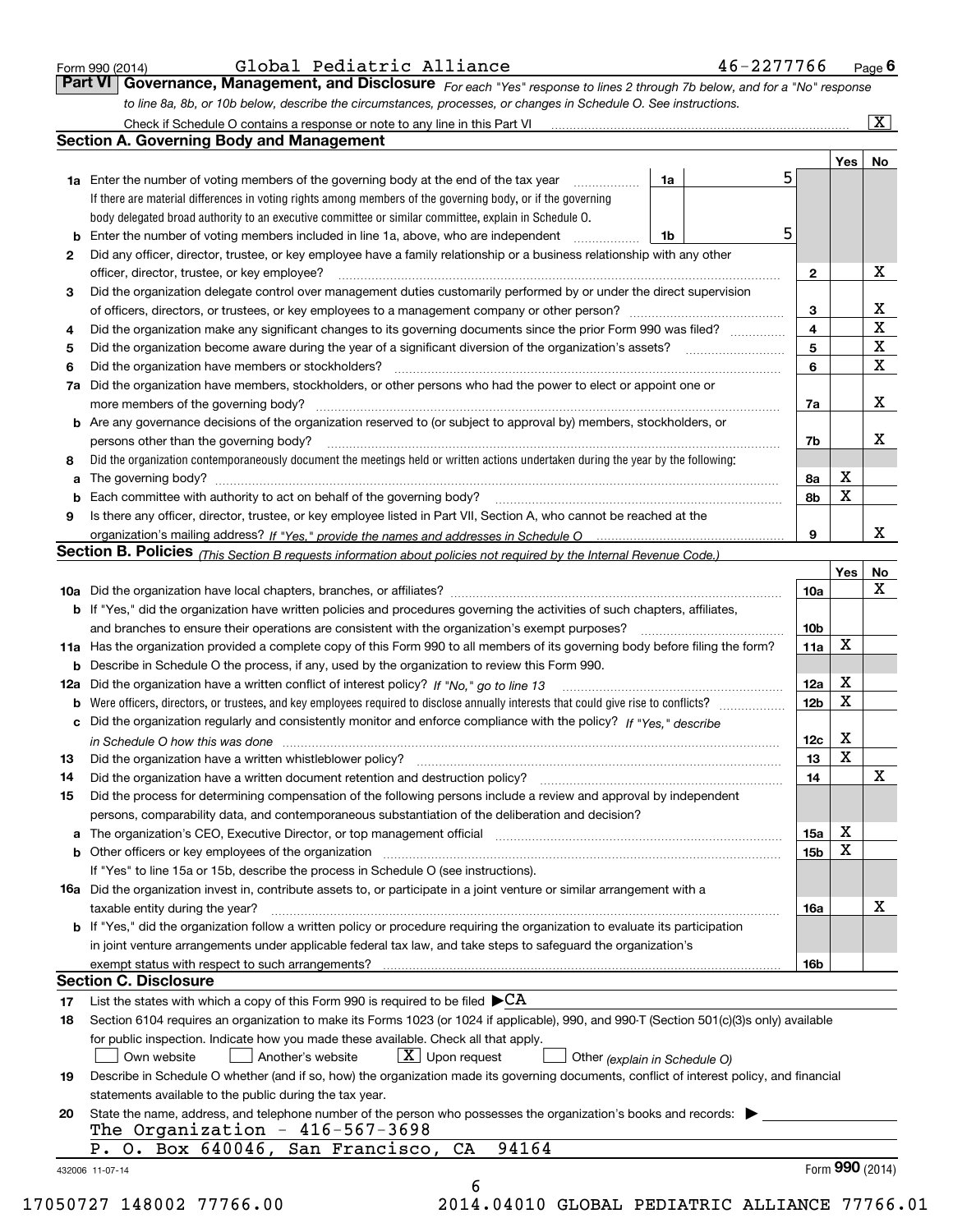Form 990 (2014) Global Pediatric Alliance 46-2277766 Page 6

## Part VI Governance, Management, and Disclosure

*For each "Yes" response to lines 2 through 7b below, and for a "No" response to line 8a, 8b, or 10b below, describe the circumstances, processes, or changes in Schedule O. See instructions.*

Check if Schedule O contains a response or note to any line in this Part VI [X]

### Section A. Governing Body and Management

| | | | Yes | No |
|---|---|---|---|---|
| 1a | Enter the number of voting members of the governing body at the end of the tax year — 1a: 5. If there are material differences in voting rights among members of the governing body, or if the governing body delegated broad authority to an executive committee or similar committee, explain in Schedule O. | | | |
| b | Enter the number of voting members included in line 1a, above, who are independent — 1b: 5 | | | |
| 2 | Did any officer, director, trustee, or key employee have a family relationship or a business relationship with any other officer, director, trustee, or key employee? | 2 | | X |
| 3 | Did the organization delegate control over management duties customarily performed by or under the direct supervision of officers, directors, or trustees, or key employees to a management company or other person? | 3 | | X |
| 4 | Did the organization make any significant changes to its governing documents since the prior Form 990 was filed? | 4 | | X |
| 5 | Did the organization become aware during the year of a significant diversion of the organization's assets? | 5 | | X |
| 6 | Did the organization have members or stockholders? | 6 | | X |
| 7a | Did the organization have members, stockholders, or other persons who had the power to elect or appoint one or more members of the governing body? | 7a | | X |
| b | Are any governance decisions of the organization reserved to (or subject to approval by) members, stockholders, or persons other than the governing body? | 7b | | X |
| 8 | Did the organization contemporaneously document the meetings held or written actions undertaken during the year by the following: | | | |
| a | The governing body? | 8a | X | |
| b | Each committee with authority to act on behalf of the governing body? | 8b | X | |
| 9 | Is there any officer, director, trustee, or key employee listed in Part VII, Section A, who cannot be reached at the organization's mailing address? *If "Yes," provide the names and addresses in Schedule O* | 9 | | X |

### Section B. Policies *(This Section B requests information about policies not required by the Internal Revenue Code.)*

| | | | Yes | No |
|---|---|---|---|---|
| 10a | Did the organization have local chapters, branches, or affiliates? | 10a | | X |
| b | If "Yes," did the organization have written policies and procedures governing the activities of such chapters, affiliates, and branches to ensure their operations are consistent with the organization's exempt purposes? | 10b | | |
| 11a | Has the organization provided a complete copy of this Form 990 to all members of its governing body before filing the form? | 11a | X | |
| b | Describe in Schedule O the process, if any, used by the organization to review this Form 990. | | | |
| 12a | Did the organization have a written conflict of interest policy? *If "No," go to line 13* | 12a | X | |
| b | Were officers, directors, or trustees, and key employees required to disclose annually interests that could give rise to conflicts? | 12b | X | |
| c | Did the organization regularly and consistently monitor and enforce compliance with the policy? *If "Yes," describe in Schedule O how this was done* | 12c | X | |
| 13 | Did the organization have a written whistleblower policy? | 13 | X | |
| 14 | Did the organization have a written document retention and destruction policy? | 14 | | X |
| 15 | Did the process for determining compensation of the following persons include a review and approval by independent persons, comparability data, and contemporaneous substantiation of the deliberation and decision? | | | |
| a | The organization's CEO, Executive Director, or top management official | 15a | X | |
| b | Other officers or key employees of the organization | 15b | X | |
| | If "Yes" to line 15a or 15b, describe the process in Schedule O (see instructions). | | | |
| 16a | Did the organization invest in, contribute assets to, or participate in a joint venture or similar arrangement with a taxable entity during the year? | 16a | | X |
| b | If "Yes," did the organization follow a written policy or procedure requiring the organization to evaluate its participation in joint venture arrangements under applicable federal tax law, and take steps to safeguard the organization's exempt status with respect to such arrangements? | 16b | | |

### Section C. Disclosure

17 List the states with which a copy of this Form 990 is required to be filed ▶CA

18 Section 6104 requires an organization to make its Forms 1023 (or 1024 if applicable), 990, and 990-T (Section 501(c)(3)s only) available for public inspection. Indicate how you made these available. Check all that apply.

[ ] Own website [ ] Another's website [X] Upon request [ ] Other *(explain in Schedule O)*

19 Describe in Schedule O whether (and if so, how) the organization made its governing documents, conflict of interest policy, and financial statements available to the public during the tax year.

20 State the name, address, and telephone number of the person who possesses the organization's books and records: ▶

The Organization - 416-567-3698
P. O. Box 640046, San Francisco, CA 94164

432006 11-07-14 Form 990 (2014)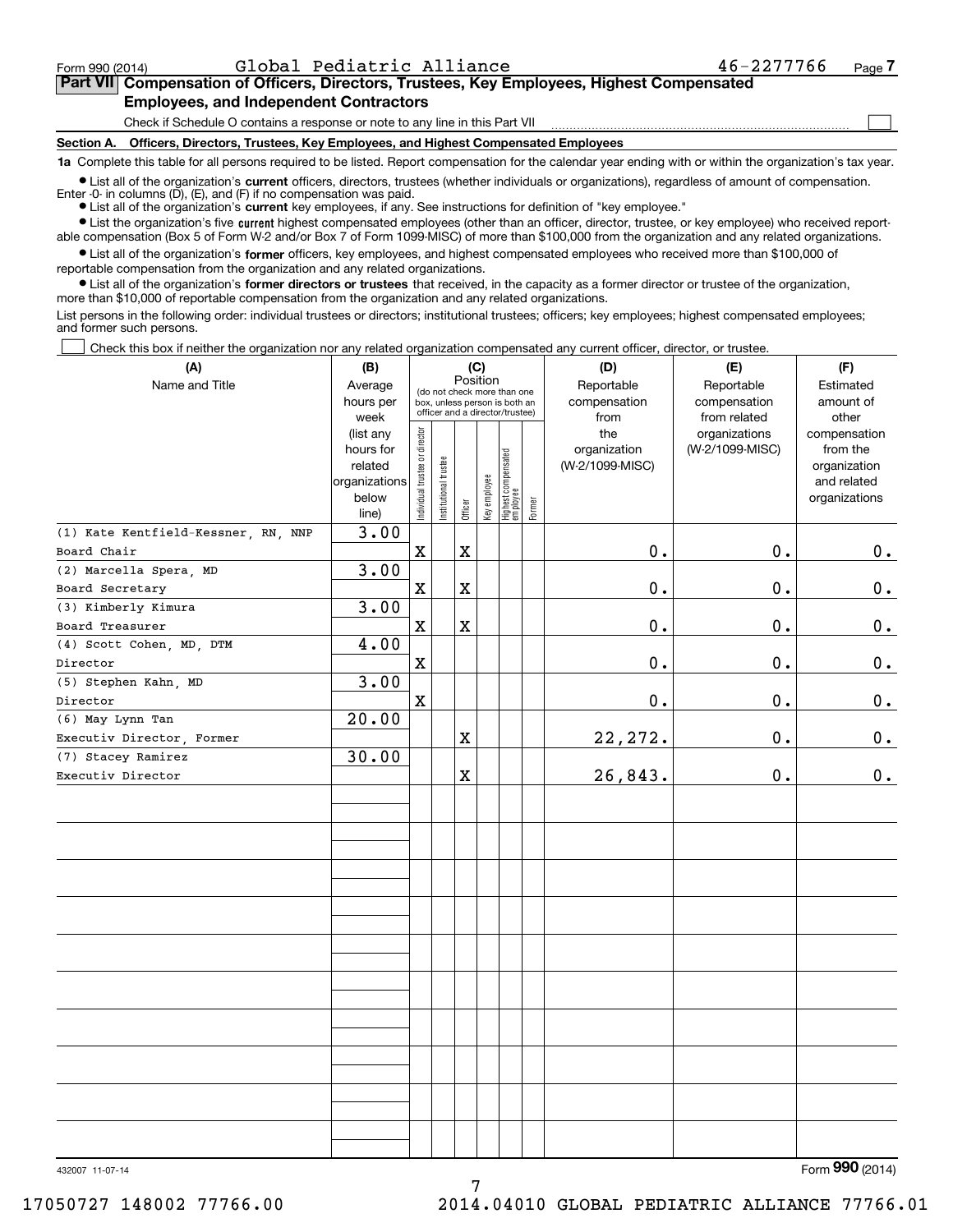Form 990 (2014) Global Pediatric Alliance 46-2277766

## Part VII Compensation of Officers, Directors, Trustees, Key Employees, Highest Compensated Employees, and Independent Contractors

Check if Schedule O contains a response or note to any line in this Part VII

### Section A. Officers, Directors, Trustees, Key Employees, and Highest Compensated Employees

**1a** Complete this table for all persons required to be listed. Report compensation for the calendar year ending with or within the organization's tax year.

- List all of the organization's **current** officers, directors, trustees (whether individuals or organizations), regardless of amount of compensation. Enter -0- in columns (D), (E), and (F) if no compensation was paid.
- List all of the organization's **current** key employees, if any. See instructions for definition of "key employee."
- List the organization's five **current** highest compensated employees (other than an officer, director, trustee, or key employee) who received reportable compensation (Box 5 of Form W-2 and/or Box 7 of Form 1099-MISC) of more than $100,000 from the organization and any related organizations.
- List all of the organization's **former** officers, key employees, and highest compensated employees who received more than $100,000 of reportable compensation from the organization and any related organizations.
- List all of the organization's **former directors or trustees** that received, in the capacity as a former director or trustee of the organization, more than $10,000 of reportable compensation from the organization and any related organizations.

List persons in the following order: individual trustees or directors; institutional trustees; officers; key employees; highest compensated employees; and former such persons.

☐ Check this box if neither the organization nor any related organization compensated any current officer, director, or trustee.

| (A) Name and Title | (B) Average hours per week (list any hours for related organizations below line) | (C) Position: Individual trustee or director | Institutional trustee | Officer | Key employee | Highest compensated employee | Former | (D) Reportable compensation from the organization (W-2/1099-MISC) | (E) Reportable compensation from related organizations (W-2/1099-MISC) | (F) Estimated amount of other compensation from the organization and related organizations |
|---|---|---|---|---|---|---|---|---|---|---|
| (1) Kate Kentfield-Kessner, RN, NNP<br>Board Chair | 3.00 | X | | X | | | | 0. | 0. | 0. |
| (2) Marcella Spera, MD<br>Board Secretary | 3.00 | X | | X | | | | 0. | 0. | 0. |
| (3) Kimberly Kimura<br>Board Treasurer | 3.00 | X | | X | | | | 0. | 0. | 0. |
| (4) Scott Cohen, MD, DTM<br>Director | 4.00 | X | | | | | | 0. | 0. | 0. |
| (5) Stephen Kahn, MD<br>Director | 3.00 | X | | | | | | 0. | 0. | 0. |
| (6) May Lynn Tan<br>Executiv Director, Former | 20.00 | | | X | | | | 22,272. | 0. | 0. |
| (7) Stacey Ramirez<br>Executiv Director | 30.00 | | | X | | | | 26,843. | 0. | 0. |

432007 11-07-14 Form 990 (2014)

17050727 148002 77766.00 2014.04010 GLOBAL PEDIATRIC ALLIANCE 77766.01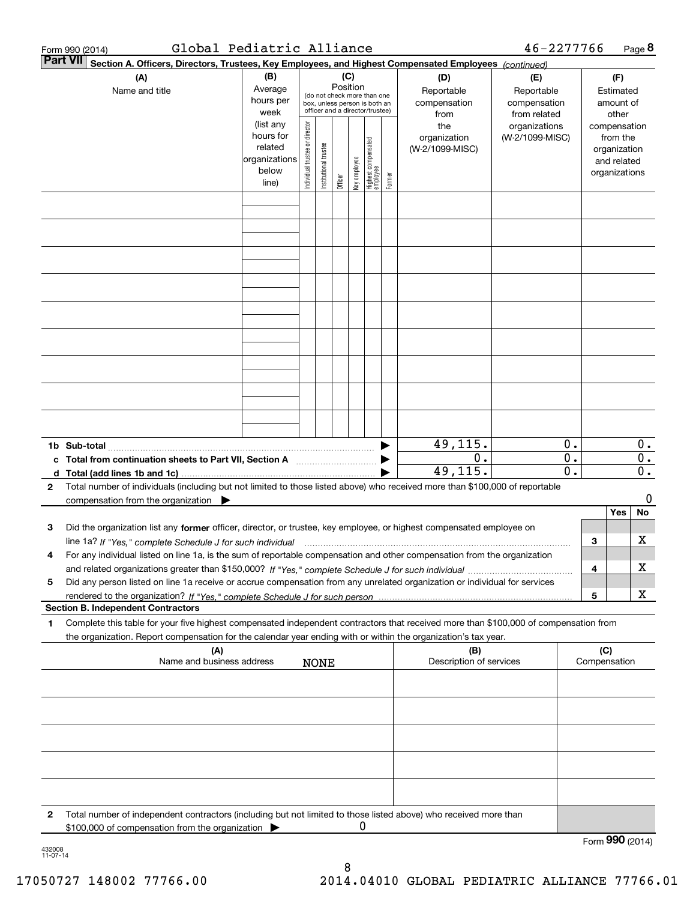Form 990 (2014) Global Pediatric Alliance 46-2277766 Page **8**

**Part VII Section A. Officers, Directors, Trustees, Key Employees, and Highest Compensated Employees** *(continued)*

| (A) Name and title | (B) Average hours per week (list any hours for related organizations below line) | (C) Position (do not check more than one box, unless person is both an officer and a director/trustee): Individual trustee or director | Institutional trustee | Officer | Key employee | Highest compensated employee | Former | (D) Reportable compensation from the organization (W-2/1099-MISC) | (E) Reportable compensation from related organizations (W-2/1099-MISC) | (F) Estimated amount of other compensation from the organization and related organizations |
|---|---|---|---|---|---|---|---|---|---|---|
| | | | | | | | | | | |
| | | | | | | | | | | |
| | | | | | | | | | | |
| | | | | | | | | | | |
| | | | | | | | | | | |
| | | | | | | | | | | |
| | | | | | | | | | | |
| | | | | | | | | | | |
| | | | | | | | | | | |
| **1b Sub-total** | | | | | | | ▶ | 49,115. | 0. | 0. |
| **c Total from continuation sheets to Part VII, Section A** | | | | | | | ▶ | 0. | 0. | 0. |
| **d Total (add lines 1b and 1c)** | | | | | | | ▶ | 49,115. | 0. | 0. |

**2** Total number of individuals (including but not limited to those listed above) who received more than $100,000 of reportable compensation from the organization ▶ 0

| | | | Yes | No |
|---|---|---|---|---|
| **3** | Did the organization list any **former** officer, director, or trustee, key employee, or highest compensated employee on line 1a? *If "Yes," complete Schedule J for such individual* | 3 | | X |
| **4** | For any individual listed on line 1a, is the sum of reportable compensation and other compensation from the organization and related organizations greater than $150,000? *If "Yes," complete Schedule J for such individual* | 4 | | X |
| **5** | Did any person listed on line 1a receive or accrue compensation from any unrelated organization or individual for services rendered to the organization? *If "Yes," complete Schedule J for such person* | 5 | | X |

**Section B. Independent Contractors**

**1** Complete this table for your five highest compensated independent contractors that received more than $100,000 of compensation from the organization. Report compensation for the calendar year ending with or within the organization's tax year.

| (A) Name and business address | (B) Description of services | (C) Compensation |
|---|---|---|
| NONE | | |
| | | |
| | | |
| | | |
| | | |

**2** Total number of independent contractors (including but not limited to those listed above) who received more than $100,000 of compensation from the organization ▶ 0

Form **990** (2014)

432008 11-07-14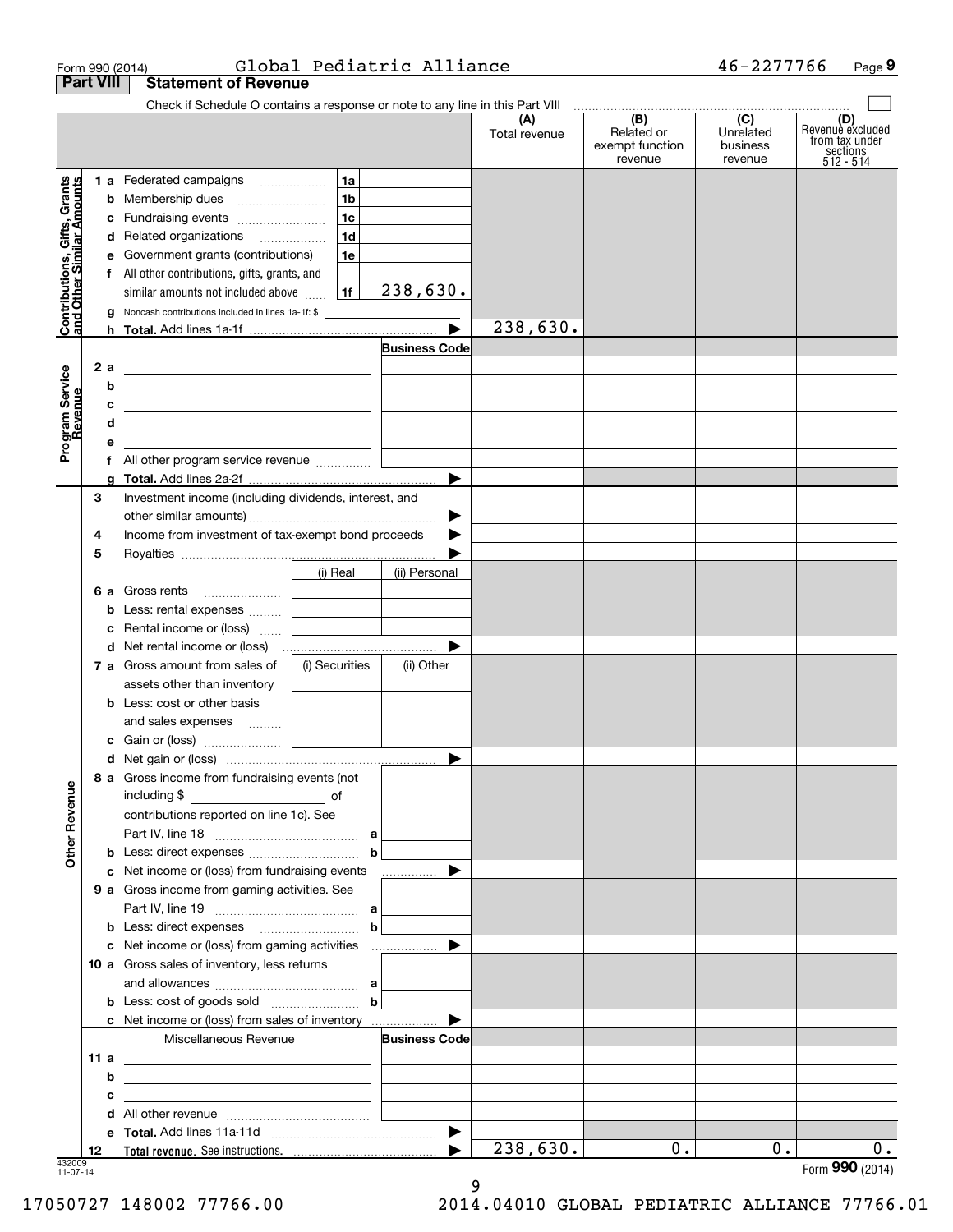Form 990 (2014) Global Pediatric Alliance 46-2277766 Page 9

## Part VIII Statement of Revenue

Check if Schedule O contains a response or note to any line in this Part VIII

| | | | | (A) Total revenue | (B) Related or exempt function revenue | (C) Unrelated business revenue | (D) Revenue excluded from tax under sections 512 - 514 |
|---|---|---|---|---|---|---|---|
| **Contributions, Gifts, Grants and Other Similar Amounts** | 1 a Federated campaigns | 1a | | | | | |
| | b Membership dues | 1b | | | | | |
| | c Fundraising events | 1c | | | | | |
| | d Related organizations | 1d | | | | | |
| | e Government grants (contributions) | 1e | | | | | |
| | f All other contributions, gifts, grants, and similar amounts not included above | 1f | 238,630. | | | | |
| | g Noncash contributions included in lines 1a-1f: $ | | | | | | |
| | h **Total.** Add lines 1a-1f | | ▶ | 238,630. | | | |
| **Program Service Revenue** | | | Business Code | | | | |
| | 2 a | | | | | | |
| | b | | | | | | |
| | c | | | | | | |
| | d | | | | | | |
| | e | | | | | | |
| | f All other program service revenue | | | | | | |
| | g **Total.** Add lines 2a-2f | | ▶ | | | | |
| **Other Revenue** | 3 Investment income (including dividends, interest, and other similar amounts) | | ▶ | | | | |
| | 4 Income from investment of tax-exempt bond proceeds | | ▶ | | | | |
| | 5 Royalties | | ▶ | | | | |
| | | (i) Real | (ii) Personal | | | | |
| | 6 a Gross rents | | | | | | |
| | b Less: rental expenses | | | | | | |
| | c Rental income or (loss) | | | | | | |
| | d Net rental income or (loss) | | ▶ | | | | |
| | 7 a Gross amount from sales of assets other than inventory | (i) Securities | (ii) Other | | | | |
| | b Less: cost or other basis and sales expenses | | | | | | |
| | c Gain or (loss) | | | | | | |
| | d Net gain or (loss) | | ▶ | | | | |
| | 8 a Gross income from fundraising events (not including $ of contributions reported on line 1c). See Part IV, line 18 | a | | | | | |
| | b Less: direct expenses | b | | | | | |
| | c Net income or (loss) from fundraising events | | ▶ | | | | |
| | 9 a Gross income from gaming activities. See Part IV, line 19 | a | | | | | |
| | b Less: direct expenses | b | | | | | |
| | c Net income or (loss) from gaming activities | | ▶ | | | | |
| | 10 a Gross sales of inventory, less returns and allowances | a | | | | | |
| | b Less: cost of goods sold | b | | | | | |
| | c Net income or (loss) from sales of inventory | | ▶ | | | | |
| | Miscellaneous Revenue | | Business Code | | | | |
| | 11 a | | | | | | |
| | b | | | | | | |
| | c | | | | | | |
| | d All other revenue | | | | | | |
| | e **Total.** Add lines 11a-11d | | ▶ | | | | |
| | 12 **Total revenue.** See instructions. | | ▶ | 238,630. | 0. | 0. | 0. |

432009 11-07-14

Form **990** (2014)

17050727 148002 77766.00 2014.04010 GLOBAL PEDIATRIC ALLIANCE 77766.01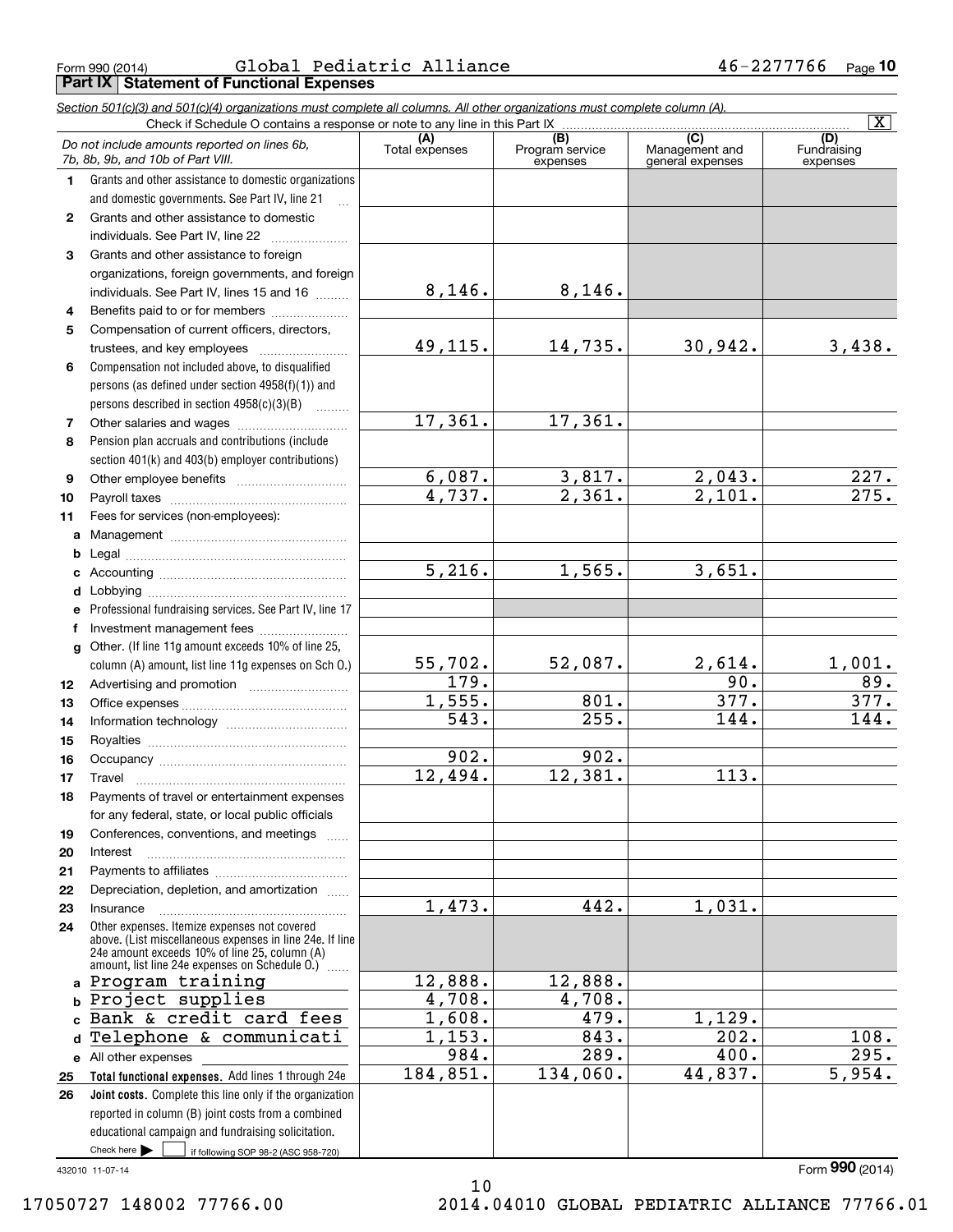Form 990 (2014) Global Pediatric Alliance 46-2277766 Page 10

## Part IX Statement of Functional Expenses

*Section 501(c)(3) and 501(c)(4) organizations must complete all columns. All other organizations must complete column (A).*

Check if Schedule O contains a response or note to any line in this Part IX [X]

| | *Do not include amounts reported on lines 6b, 7b, 8b, 9b, and 10b of Part VIII.* | (A) Total expenses | (B) Program service expenses | (C) Management and general expenses | (D) Fundraising expenses |
|---|---|---|---|---|---|
| 1 | Grants and other assistance to domestic organizations and domestic governments. See Part IV, line 21 | | | | |
| 2 | Grants and other assistance to domestic individuals. See Part IV, line 22 | | | | |
| 3 | Grants and other assistance to foreign organizations, foreign governments, and foreign individuals. See Part IV, lines 15 and 16 | 8,146. | 8,146. | | |
| 4 | Benefits paid to or for members | | | | |
| 5 | Compensation of current officers, directors, trustees, and key employees | 49,115. | 14,735. | 30,942. | 3,438. |
| 6 | Compensation not included above, to disqualified persons (as defined under section 4958(f)(1)) and persons described in section 4958(c)(3)(B) | | | | |
| 7 | Other salaries and wages | 17,361. | 17,361. | | |
| 8 | Pension plan accruals and contributions (include section 401(k) and 403(b) employer contributions) | | | | |
| 9 | Other employee benefits | 6,087. | 3,817. | 2,043. | 227. |
| 10 | Payroll taxes | 4,737. | 2,361. | 2,101. | 275. |
| 11 | Fees for services (non-employees): | | | | |
| a | Management | | | | |
| b | Legal | | | | |
| c | Accounting | 5,216. | 1,565. | 3,651. | |
| d | Lobbying | | | | |
| e | Professional fundraising services. See Part IV, line 17 | | | | |
| f | Investment management fees | | | | |
| g | Other. (If line 11g amount exceeds 10% of line 25, column (A) amount, list line 11g expenses on Sch O.) | 55,702. | 52,087. | 2,614. | 1,001. |
| 12 | Advertising and promotion | 179. | | 90. | 89. |
| 13 | Office expenses | 1,555. | 801. | 377. | 377. |
| 14 | Information technology | 543. | 255. | 144. | 144. |
| 15 | Royalties | | | | |
| 16 | Occupancy | 902. | 902. | | |
| 17 | Travel | 12,494. | 12,381. | 113. | |
| 18 | Payments of travel or entertainment expenses for any federal, state, or local public officials | | | | |
| 19 | Conferences, conventions, and meetings | | | | |
| 20 | Interest | | | | |
| 21 | Payments to affiliates | | | | |
| 22 | Depreciation, depletion, and amortization | | | | |
| 23 | Insurance | 1,473. | 442. | 1,031. | |
| 24 | Other expenses. Itemize expenses not covered above. (List miscellaneous expenses in line 24e. If line 24e amount exceeds 10% of line 25, column (A) amount, list line 24e expenses on Schedule O.) | | | | |
| a | Program training | 12,888. | 12,888. | | |
| b | Project supplies | 4,708. | 4,708. | | |
| c | Bank & credit card fees | 1,608. | 479. | 1,129. | |
| d | Telephone & communicati | 1,153. | 843. | 202. | 108. |
| e | All other expenses | 984. | 289. | 400. | 295. |
| 25 | **Total functional expenses.** Add lines 1 through 24e | 184,851. | 134,060. | 44,837. | 5,954. |
| 26 | **Joint costs.** Complete this line only if the organization reported in column (B) joint costs from a combined educational campaign and fundraising solicitation. Check here [ ] if following SOP 98-2 (ASC 958-720) | | | | |

432010 11-07-14

Form **990** (2014)

17050727 148002 77766.00 2014.04010 GLOBAL PEDIATRIC ALLIANCE 77766.01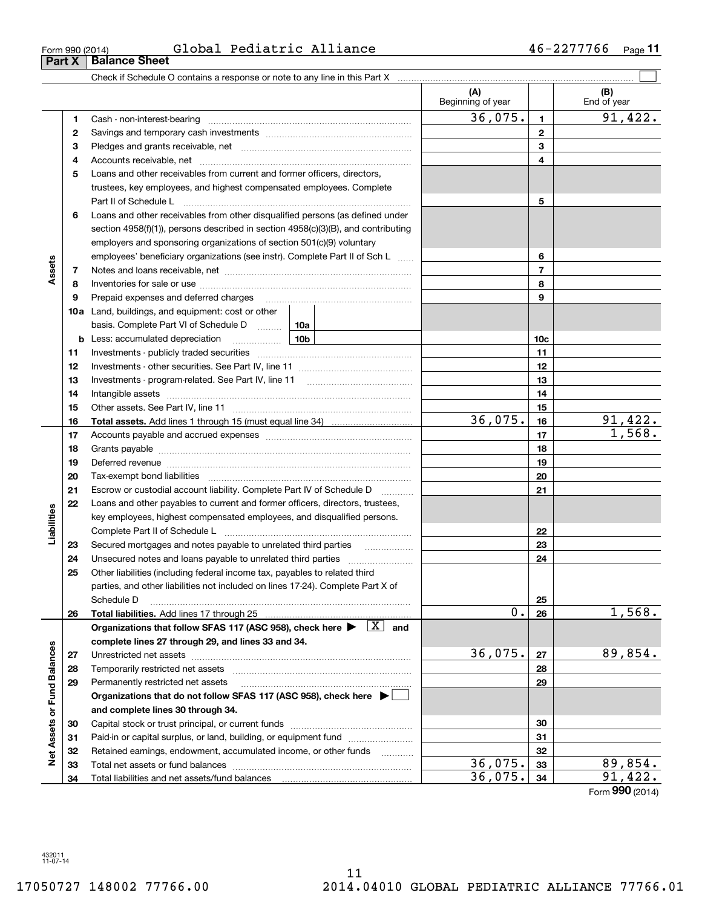Form 990 (2014) Global Pediatric Alliance 46-2277766 Page 11

## Part X Balance Sheet

Check if Schedule O contains a response or note to any line in this Part X ☐

| | | | (A) Beginning of year | | (B) End of year |
|---|---|---|---|---|---|
| **Assets** | 1 | Cash - non-interest-bearing | 36,075. | 1 | 91,422. |
| | 2 | Savings and temporary cash investments | | 2 | |
| | 3 | Pledges and grants receivable, net | | 3 | |
| | 4 | Accounts receivable, net | | 4 | |
| | 5 | Loans and other receivables from current and former officers, directors, trustees, key employees, and highest compensated employees. Complete Part II of Schedule L | | 5 | |
| | 6 | Loans and other receivables from other disqualified persons (as defined under section 4958(f)(1)), persons described in section 4958(c)(3)(B), and contributing employers and sponsoring organizations of section 501(c)(9) voluntary employees' beneficiary organizations (see instr). Complete Part II of Sch L | | 6 | |
| | 7 | Notes and loans receivable, net | | 7 | |
| | 8 | Inventories for sale or use | | 8 | |
| | 9 | Prepaid expenses and deferred charges | | 9 | |
| | 10a | Land, buildings, and equipment: cost or other basis. Complete Part VI of Schedule D — 10a | | | |
| | b | Less: accumulated depreciation — 10b | | 10c | |
| | 11 | Investments - publicly traded securities | | 11 | |
| | 12 | Investments - other securities. See Part IV, line 11 | | 12 | |
| | 13 | Investments - program-related. See Part IV, line 11 | | 13 | |
| | 14 | Intangible assets | | 14 | |
| | 15 | Other assets. See Part IV, line 11 | | 15 | |
| | 16 | **Total assets.** Add lines 1 through 15 (must equal line 34) | 36,075. | 16 | 91,422. |
| **Liabilities** | 17 | Accounts payable and accrued expenses | | 17 | 1,568. |
| | 18 | Grants payable | | 18 | |
| | 19 | Deferred revenue | | 19 | |
| | 20 | Tax-exempt bond liabilities | | 20 | |
| | 21 | Escrow or custodial account liability. Complete Part IV of Schedule D | | 21 | |
| | 22 | Loans and other payables to current and former officers, directors, trustees, key employees, highest compensated employees, and disqualified persons. Complete Part II of Schedule L | | 22 | |
| | 23 | Secured mortgages and notes payable to unrelated third parties | | 23 | |
| | 24 | Unsecured notes and loans payable to unrelated third parties | | 24 | |
| | 25 | Other liabilities (including federal income tax, payables to related third parties, and other liabilities not included on lines 17-24). Complete Part X of Schedule D | | 25 | |
| | 26 | **Total liabilities.** Add lines 17 through 25 | 0. | 26 | 1,568. |
| **Net Assets or Fund Balances** | | **Organizations that follow SFAS 117 (ASC 958), check here ▶ [X] and complete lines 27 through 29, and lines 33 and 34.** | | | |
| | 27 | Unrestricted net assets | 36,075. | 27 | 89,854. |
| | 28 | Temporarily restricted net assets | | 28 | |
| | 29 | Permanently restricted net assets | | 29 | |
| | | **Organizations that do not follow SFAS 117 (ASC 958), check here ▶ ☐ and complete lines 30 through 34.** | | | |
| | 30 | Capital stock or trust principal, or current funds | | 30 | |
| | 31 | Paid-in or capital surplus, or land, building, or equipment fund | | 31 | |
| | 32 | Retained earnings, endowment, accumulated income, or other funds | | 32 | |
| | 33 | Total net assets or fund balances | 36,075. | 33 | 89,854. |
| | 34 | Total liabilities and net assets/fund balances | 36,075. | 34 | 91,422. |

Form **990** (2014)

432011 11-07-14

17050727 148002 77766.00 2014.04010 GLOBAL PEDIATRIC ALLIANCE 77766.01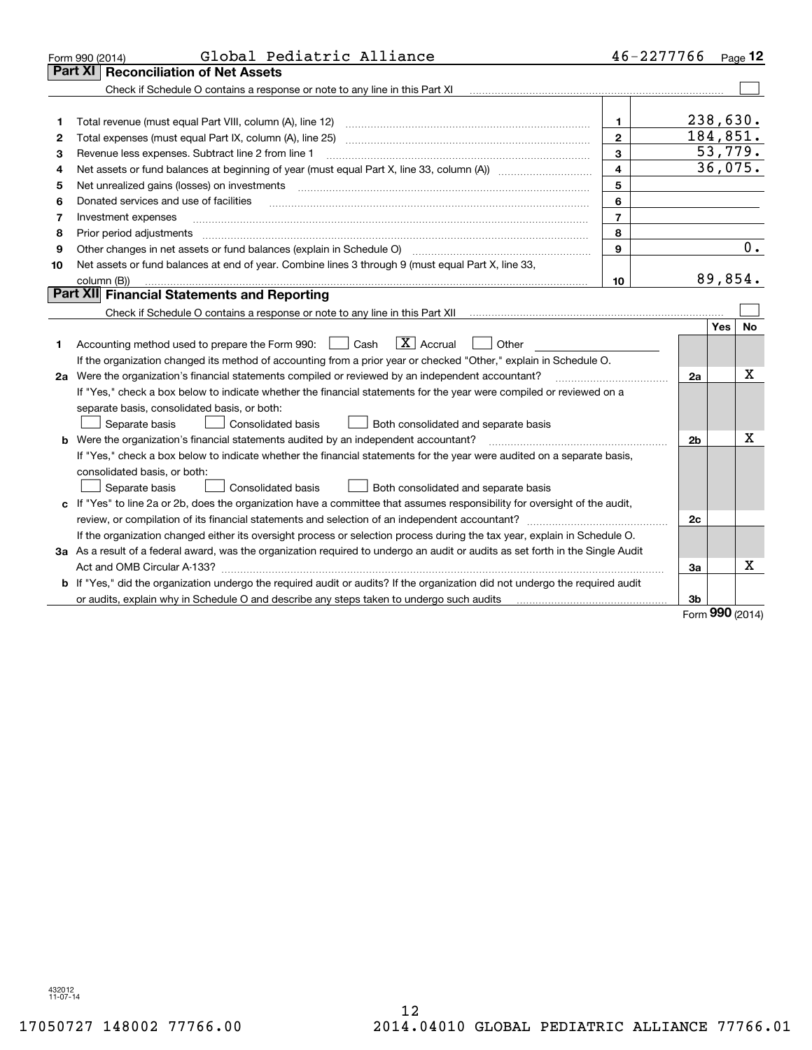Form 990 (2014) Global Pediatric Alliance 46-2277766 Page **12**

## Part XI Reconciliation of Net Assets

Check if Schedule O contains a response or note to any line in this Part XI ☐

| | | | |
|---|---|---|---|
| 1 | Total revenue (must equal Part VIII, column (A), line 12) | 1 | 238,630. |
| 2 | Total expenses (must equal Part IX, column (A), line 25) | 2 | 184,851. |
| 3 | Revenue less expenses. Subtract line 2 from line 1 | 3 | 53,779. |
| 4 | Net assets or fund balances at beginning of year (must equal Part X, line 33, column (A)) | 4 | 36,075. |
| 5 | Net unrealized gains (losses) on investments | 5 | |
| 6 | Donated services and use of facilities | 6 | |
| 7 | Investment expenses | 7 | |
| 8 | Prior period adjustments | 8 | |
| 9 | Other changes in net assets or fund balances (explain in Schedule O) | 9 | 0. |
| 10 | Net assets or fund balances at end of year. Combine lines 3 through 9 (must equal Part X, line 33, column (B)) | 10 | 89,854. |

## Part XII Financial Statements and Reporting

Check if Schedule O contains a response or note to any line in this Part XII ☐

| | | | Yes | No |
|---|---|---|---|---|
| 1 | Accounting method used to prepare the Form 990: ☐ Cash ☒ Accrual ☐ Other<br>If the organization changed its method of accounting from a prior year or checked "Other," explain in Schedule O. | | | |
| 2a | Were the organization's financial statements compiled or reviewed by an independent accountant? | 2a | | X |
| | If "Yes," check a box below to indicate whether the financial statements for the year were compiled or reviewed on a separate basis, consolidated basis, or both:<br>☐ Separate basis ☐ Consolidated basis ☐ Both consolidated and separate basis | | | |
| b | Were the organization's financial statements audited by an independent accountant? | 2b | | X |
| | If "Yes," check a box below to indicate whether the financial statements for the year were audited on a separate basis, consolidated basis, or both:<br>☐ Separate basis ☐ Consolidated basis ☐ Both consolidated and separate basis | | | |
| c | If "Yes" to line 2a or 2b, does the organization have a committee that assumes responsibility for oversight of the audit, review, or compilation of its financial statements and selection of an independent accountant? | 2c | | |
| | If the organization changed either its oversight process or selection process during the tax year, explain in Schedule O. | | | |
| 3a | As a result of a federal award, was the organization required to undergo an audit or audits as set forth in the Single Audit Act and OMB Circular A-133? | 3a | | X |
| b | If "Yes," did the organization undergo the required audit or audits? If the organization did not undergo the required audit or audits, explain in Schedule O and describe any steps taken to undergo such audits | 3b | | |

Form **990** (2014)

432012 11-07-14

17050727 148002 77766.00 2014.04010 GLOBAL PEDIATRIC ALLIANCE 77766.01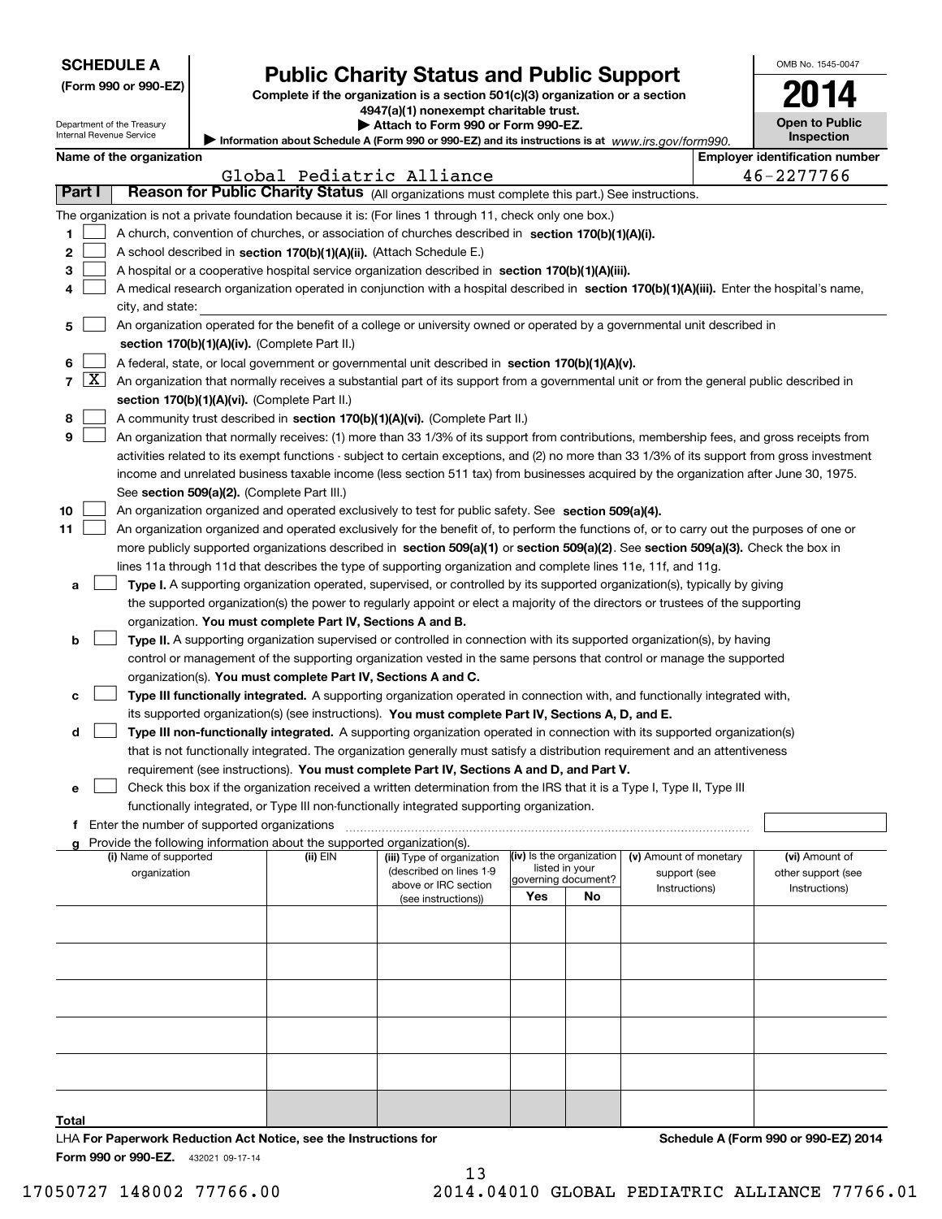**SCHEDULE A**
**(Form 990 or 990-EZ)**

Department of the Treasury
Internal Revenue Service

# Public Charity Status and Public Support

**Complete if the organization is a section 501(c)(3) organization or a section 4947(a)(1) nonexempt charitable trust.**
**▶ Attach to Form 990 or Form 990-EZ.**
**▶ Information about Schedule A (Form 990 or 990-EZ) and its instructions is at** *www.irs.gov/form990.*

OMB No. 1545-0047
**2014**
**Open to Public Inspection**

**Name of the organization:** Global Pediatric Alliance
**Employer identification number:** 46-2277766

## Part I — Reason for Public Charity Status (All organizations must complete this part.) See instructions.

The organization is not a private foundation because it is: (For lines 1 through 11, check only one box.)

1. [ ] A church, convention of churches, or association of churches described in **section 170(b)(1)(A)(i).**
2. [ ] A school described in **section 170(b)(1)(A)(ii).** (Attach Schedule E.)
3. [ ] A hospital or a cooperative hospital service organization described in **section 170(b)(1)(A)(iii).**
4. [ ] A medical research organization operated in conjunction with a hospital described in **section 170(b)(1)(A)(iii).** Enter the hospital's name, city, and state:
5. [ ] An organization operated for the benefit of a college or university owned or operated by a governmental unit described in **section 170(b)(1)(A)(iv).** (Complete Part II.)
6. [ ] A federal, state, or local government or governmental unit described in **section 170(b)(1)(A)(v).**
7. [X] An organization that normally receives a substantial part of its support from a governmental unit or from the general public described in **section 170(b)(1)(A)(vi).** (Complete Part II.)
8. [ ] A community trust described in **section 170(b)(1)(A)(vi).** (Complete Part II.)
9. [ ] An organization that normally receives: (1) more than 33 1/3% of its support from contributions, membership fees, and gross receipts from activities related to its exempt functions - subject to certain exceptions, and (2) no more than 33 1/3% of its support from gross investment income and unrelated business taxable income (less section 511 tax) from businesses acquired by the organization after June 30, 1975. See **section 509(a)(2).** (Complete Part III.)
10. [ ] An organization organized and operated exclusively to test for public safety. See **section 509(a)(4).**
11. [ ] An organization organized and operated exclusively for the benefit of, to perform the functions of, or to carry out the purposes of one or more publicly supported organizations described in **section 509(a)(1)** or **section 509(a)(2)**. See **section 509(a)(3).** Check the box in lines 11a through 11d that describes the type of supporting organization and complete lines 11e, 11f, and 11g.
   - **a** [ ] **Type I.** A supporting organization operated, supervised, or controlled by its supported organization(s), typically by giving the supported organization(s) the power to regularly appoint or elect a majority of the directors or trustees of the supporting organization. **You must complete Part IV, Sections A and B.**
   - **b** [ ] **Type II.** A supporting organization supervised or controlled in connection with its supported organization(s), by having control or management of the supporting organization vested in the same persons that control or manage the supported organization(s). **You must complete Part IV, Sections A and C.**
   - **c** [ ] **Type III functionally integrated.** A supporting organization operated in connection with, and functionally integrated with, its supported organization(s) (see instructions). **You must complete Part IV, Sections A, D, and E.**
   - **d** [ ] **Type III non-functionally integrated.** A supporting organization operated in connection with its supported organization(s) that is not functionally integrated. The organization generally must satisfy a distribution requirement and an attentiveness requirement (see instructions). **You must complete Part IV, Sections A and D, and Part V.**
   - **e** [ ] Check this box if the organization received a written determination from the IRS that it is a Type I, Type II, Type III functionally integrated, or Type III non-functionally integrated supporting organization.
   - **f** Enter the number of supported organizations
   - **g** Provide the following information about the supported organization(s).

| (i) Name of supported organization | (ii) EIN | (iii) Type of organization (described on lines 1-9 above or IRC section (see instructions)) | (iv) Is the organization listed in your governing document? Yes | No | (v) Amount of monetary support (see Instructions) | (vi) Amount of other support (see Instructions) |
|---|---|---|---|---|---|---|
| | | | | | | |
| | | | | | | |
| | | | | | | |
| | | | | | | |
| | | | | | | |
| | | | | | | |
| **Total** | | | | | | |

LHA **For Paperwork Reduction Act Notice, see the Instructions for Form 990 or 990-EZ.** 432021 09-17-14

**Schedule A (Form 990 or 990-EZ) 2014**

17050727 148002 77766.00 2014.04010 GLOBAL PEDIATRIC ALLIANCE 77766.01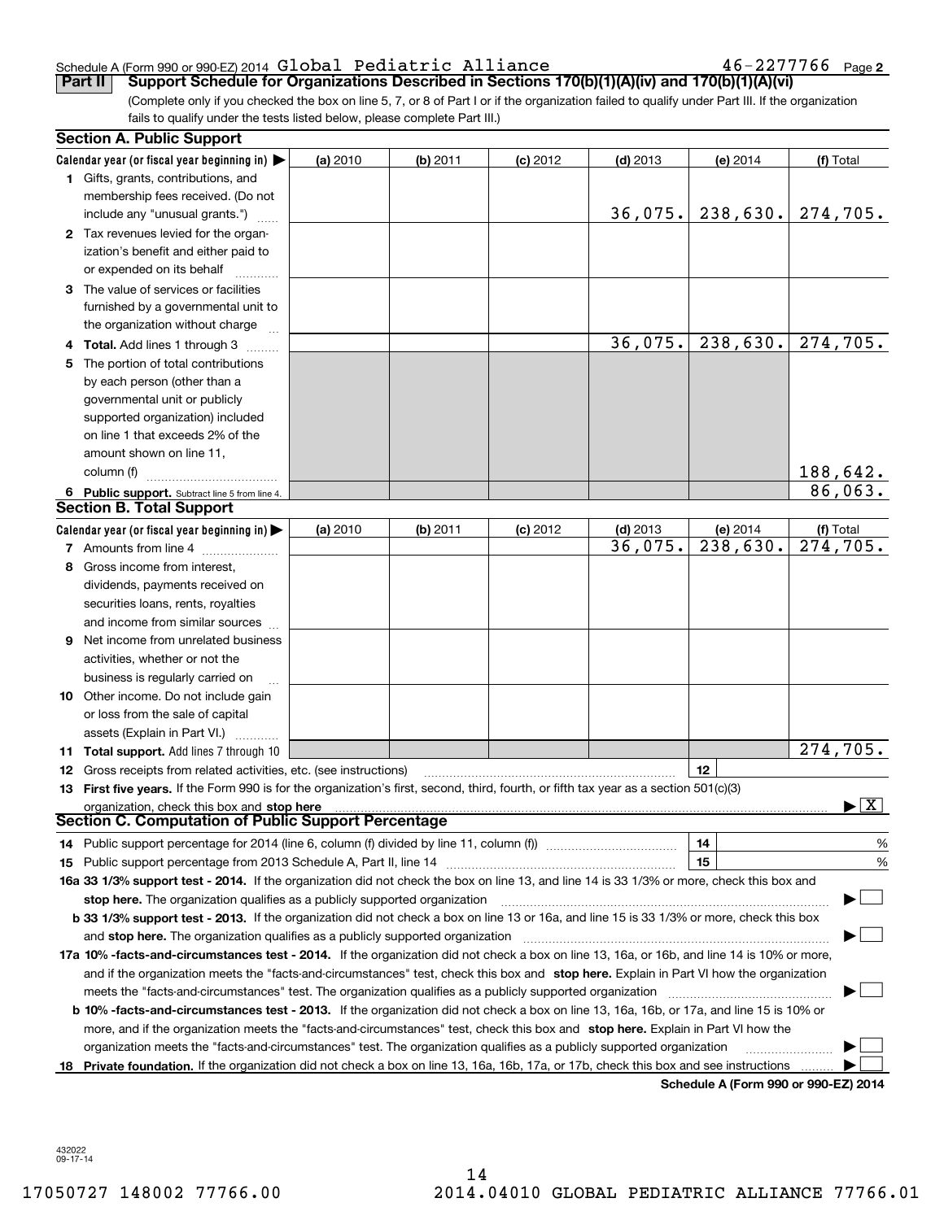Schedule A (Form 990 or 990-EZ) 2014 Global Pediatric Alliance 46-2277766 Page 2

## Part II Support Schedule for Organizations Described in Sections 170(b)(1)(A)(iv) and 170(b)(1)(A)(vi)

(Complete only if you checked the box on line 5, 7, or 8 of Part I or if the organization failed to qualify under Part III. If the organization fails to qualify under the tests listed below, please complete Part III.)

### Section A. Public Support

| Calendar year (or fiscal year beginning in) ▶ | (a) 2010 | (b) 2011 | (c) 2012 | (d) 2013 | (e) 2014 | (f) Total |
|---|---|---|---|---|---|---|
| 1 Gifts, grants, contributions, and membership fees received. (Do not include any "unusual grants.") | | | | 36,075. | 238,630. | 274,705. |
| 2 Tax revenues levied for the organization's benefit and either paid to or expended on its behalf | | | | | | |
| 3 The value of services or facilities furnished by a governmental unit to the organization without charge | | | | | | |
| 4 Total. Add lines 1 through 3 | | | | 36,075. | 238,630. | 274,705. |
| 5 The portion of total contributions by each person (other than a governmental unit or publicly supported organization) included on line 1 that exceeds 2% of the amount shown on line 11, column (f) | | | | | | 188,642. |
| 6 Public support. Subtract line 5 from line 4. | | | | | | 86,063. |

### Section B. Total Support

| Calendar year (or fiscal year beginning in) ▶ | (a) 2010 | (b) 2011 | (c) 2012 | (d) 2013 | (e) 2014 | (f) Total |
|---|---|---|---|---|---|---|
| 7 Amounts from line 4 | | | | 36,075. | 238,630. | 274,705. |
| 8 Gross income from interest, dividends, payments received on securities loans, rents, royalties and income from similar sources | | | | | | |
| 9 Net income from unrelated business activities, whether or not the business is regularly carried on | | | | | | |
| 10 Other income. Do not include gain or loss from the sale of capital assets (Explain in Part VI.) | | | | | | |
| 11 Total support. Add lines 7 through 10 | | | | | | 274,705. |

12 Gross receipts from related activities, etc. (see instructions) | 12 |

13 **First five years.** If the Form 990 is for the organization's first, second, third, fourth, or fifth tax year as a section 501(c)(3) organization, check this box and **stop here** ▶ [X]

### Section C. Computation of Public Support Percentage

14 Public support percentage for 2014 (line 6, column (f) divided by line 11, column (f)) | 14 | %

15 Public support percentage from 2013 Schedule A, Part II, line 14 | 15 | %

**16a 33 1/3% support test - 2014.** If the organization did not check the box on line 13, and line 14 is 33 1/3% or more, check this box and **stop here.** The organization qualifies as a publicly supported organization ▶ [ ]

**b 33 1/3% support test - 2013.** If the organization did not check a box on line 13 or 16a, and line 15 is 33 1/3% or more, check this box and **stop here.** The organization qualifies as a publicly supported organization ▶ [ ]

**17a 10% -facts-and-circumstances test - 2014.** If the organization did not check a box on line 13, 16a, or 16b, and line 14 is 10% or more, and if the organization meets the "facts-and-circumstances" test, check this box and **stop here.** Explain in Part VI how the organization meets the "facts-and-circumstances" test. The organization qualifies as a publicly supported organization ▶ [ ]

**b 10% -facts-and-circumstances test - 2013.** If the organization did not check a box on line 13, 16a, 16b, or 17a, and line 15 is 10% or more, and if the organization meets the "facts-and-circumstances" test, check this box and **stop here.** Explain in Part VI how the organization meets the "facts-and-circumstances" test. The organization qualifies as a publicly supported organization ▶ [ ]

**18 Private foundation.** If the organization did not check a box on line 13, 16a, 16b, 17a, or 17b, check this box and see instructions ▶ [ ]

**Schedule A (Form 990 or 990-EZ) 2014**

432022 09-17-14

17050727 148002 77766.00 2014.04010 GLOBAL PEDIATRIC ALLIANCE 77766.01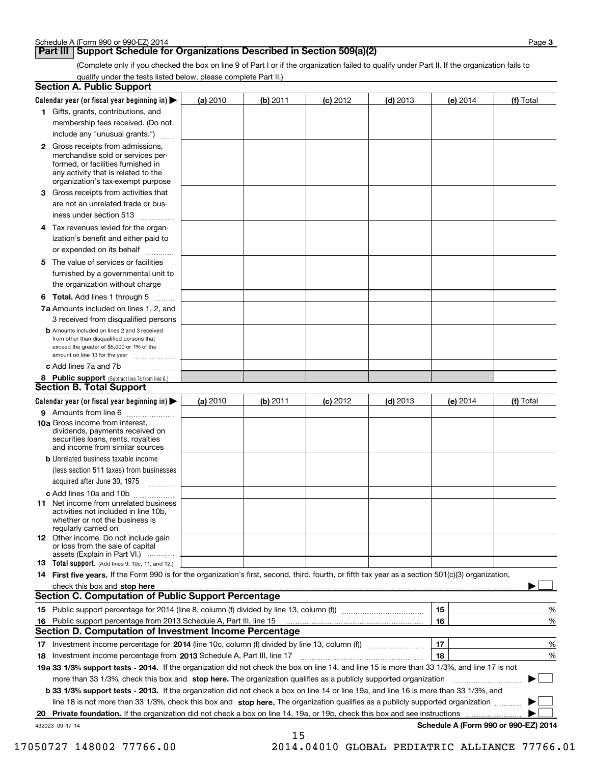## Part III Support Schedule for Organizations Described in Section 509(a)(2)

(Complete only if you checked the box on line 9 of Part I or if the organization failed to qualify under Part II. If the organization fails to qualify under the tests listed below, please complete Part II.)

### Section A. Public Support

| Calendar year (or fiscal year beginning in) ▶ | (a) 2010 | (b) 2011 | (c) 2012 | (d) 2013 | (e) 2014 | (f) Total |
|---|---|---|---|---|---|---|
| **1** Gifts, grants, contributions, and membership fees received. (Do not include any "unusual grants.") | | | | | | |
| **2** Gross receipts from admissions, merchandise sold or services performed, or facilities furnished in any activity that is related to the organization's tax-exempt purpose | | | | | | |
| **3** Gross receipts from activities that are not an unrelated trade or business under section 513 | | | | | | |
| **4** Tax revenues levied for the organization's benefit and either paid to or expended on its behalf | | | | | | |
| **5** The value of services or facilities furnished by a governmental unit to the organization without charge | | | | | | |
| **6 Total.** Add lines 1 through 5 | | | | | | |
| **7a** Amounts included on lines 1, 2, and 3 received from disqualified persons | | | | | | |
| **b** Amounts included on lines 2 and 3 received from other than disqualified persons that exceed the greater of $5,000 or 1% of the amount on line 13 for the year | | | | | | |
| **c** Add lines 7a and 7b | | | | | | |
| **8 Public support** (Subtract line 7c from line 6.) | | | | | | |

### Section B. Total Support

| Calendar year (or fiscal year beginning in) ▶ | (a) 2010 | (b) 2011 | (c) 2012 | (d) 2013 | (e) 2014 | (f) Total |
|---|---|---|---|---|---|---|
| **9** Amounts from line 6 | | | | | | |
| **10a** Gross income from interest, dividends, payments received on securities loans, rents, royalties and income from similar sources | | | | | | |
| **b** Unrelated business taxable income (less section 511 taxes) from businesses acquired after June 30, 1975 | | | | | | |
| **c** Add lines 10a and 10b | | | | | | |
| **11** Net income from unrelated business activities not included in line 10b, whether or not the business is regularly carried on | | | | | | |
| **12** Other income. Do not include gain or loss from the sale of capital assets (Explain in Part VI.) | | | | | | |
| **13 Total support.** (Add lines 9, 10c, 11, and 12.) | | | | | | |

**14 First five years.** If the Form 990 is for the organization's first, second, third, fourth, or fifth tax year as a section 501(c)(3) organization, check this box and **stop here** ▶ ☐

### Section C. Computation of Public Support Percentage

| | | | |
|---|---|---|---|
| **15** | Public support percentage for 2014 (line 8, column (f) divided by line 13, column (f)) | 15 | % |
| **16** | Public support percentage from 2013 Schedule A, Part III, line 15 | 16 | % |

### Section D. Computation of Investment Income Percentage

| | | | |
|---|---|---|---|
| **17** | Investment income percentage for **2014** (line 10c, column (f) divided by line 13, column (f)) | 17 | % |
| **18** | Investment income percentage from **2013** Schedule A, Part III, line 17 | 18 | % |

**19a 33 1/3% support tests - 2014.** If the organization did not check the box on line 14, and line 15 is more than 33 1/3%, and line 17 is not more than 33 1/3%, check this box and **stop here.** The organization qualifies as a publicly supported organization ▶ ☐

**b 33 1/3% support tests - 2013.** If the organization did not check a box on line 14 or line 19a, and line 16 is more than 33 1/3%, and line 18 is not more than 33 1/3%, check this box and **stop here.** The organization qualifies as a publicly supported organization ▶ ☐

**20 Private foundation.** If the organization did not check a box on line 14, 19a, or 19b, check this box and see instructions ▶ ☐

432023 09-17-14

**Schedule A (Form 990 or 990-EZ) 2014**

17050727 148002 77766.00 2014.04010 GLOBAL PEDIATRIC ALLIANCE 77766.01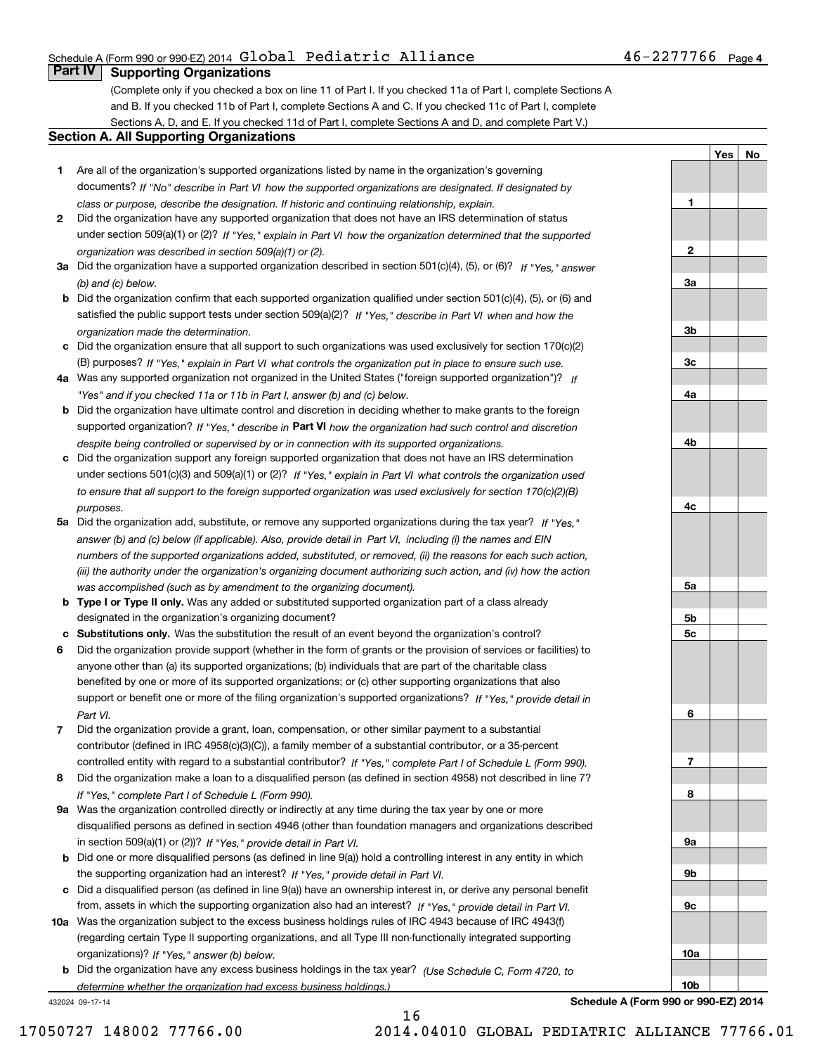Schedule A (Form 990 or 990-EZ) 2014 Global Pediatric Alliance 46-2277766 Page 4

## Part IV Supporting Organizations

(Complete only if you checked a box on line 11 of Part I. If you checked 11a of Part I, complete Sections A and B. If you checked 11b of Part I, complete Sections A and C. If you checked 11c of Part I, complete Sections A, D, and E. If you checked 11d of Part I, complete Sections A and D, and complete Part V.)

### Section A. All Supporting Organizations

| | | | Yes | No |
|---|---|---|---|---|
| **1** | Are all of the organization's supported organizations listed by name in the organization's governing documents? *If "No" describe in Part VI how the supported organizations are designated. If designated by class or purpose, describe the designation. If historic and continuing relationship, explain.* | 1 | | |
| **2** | Did the organization have any supported organization that does not have an IRS determination of status under section 509(a)(1) or (2)? *If "Yes," explain in Part VI how the organization determined that the supported organization was described in section 509(a)(1) or (2).* | 2 | | |
| **3a** | Did the organization have a supported organization described in section 501(c)(4), (5), or (6)? *If "Yes," answer (b) and (c) below.* | 3a | | |
| **b** | Did the organization confirm that each supported organization qualified under section 501(c)(4), (5), or (6) and satisfied the public support tests under section 509(a)(2)? *If "Yes," describe in Part VI when and how the organization made the determination.* | 3b | | |
| **c** | Did the organization ensure that all support to such organizations was used exclusively for section 170(c)(2)(B) purposes? *If "Yes," explain in Part VI what controls the organization put in place to ensure such use.* | 3c | | |
| **4a** | Was any supported organization not organized in the United States ("foreign supported organization")? *If "Yes" and if you checked 11a or 11b in Part I, answer (b) and (c) below.* | 4a | | |
| **b** | Did the organization have ultimate control and discretion in deciding whether to make grants to the foreign supported organization? *If "Yes," describe in* **Part VI** *how the organization had such control and discretion despite being controlled or supervised by or in connection with its supported organizations.* | 4b | | |
| **c** | Did the organization support any foreign supported organization that does not have an IRS determination under sections 501(c)(3) and 509(a)(1) or (2)? *If "Yes," explain in Part VI what controls the organization used to ensure that all support to the foreign supported organization was used exclusively for section 170(c)(2)(B) purposes.* | 4c | | |
| **5a** | Did the organization add, substitute, or remove any supported organizations during the tax year? *If "Yes," answer (b) and (c) below (if applicable). Also, provide detail in Part VI, including (i) the names and EIN numbers of the supported organizations added, substituted, or removed, (ii) the reasons for each such action, (iii) the authority under the organization's organizing document authorizing such action, and (iv) how the action was accomplished (such as by amendment to the organizing document).* | 5a | | |
| **b** | **Type I or Type II only.** Was any added or substituted supported organization part of a class already designated in the organization's organizing document? | 5b | | |
| **c** | **Substitutions only.** Was the substitution the result of an event beyond the organization's control? | 5c | | |
| **6** | Did the organization provide support (whether in the form of grants or the provision of services or facilities) to anyone other than (a) its supported organizations; (b) individuals that are part of the charitable class benefited by one or more of its supported organizations; or (c) other supporting organizations that also support or benefit one or more of the filing organization's supported organizations? *If "Yes," provide detail in Part VI.* | 6 | | |
| **7** | Did the organization provide a grant, loan, compensation, or other similar payment to a substantial contributor (defined in IRC 4958(c)(3)(C)), a family member of a substantial contributor, or a 35-percent controlled entity with regard to a substantial contributor? *If "Yes," complete Part I of Schedule L (Form 990).* | 7 | | |
| **8** | Did the organization make a loan to a disqualified person (as defined in section 4958) not described in line 7? *If "Yes," complete Part I of Schedule L (Form 990).* | 8 | | |
| **9a** | Was the organization controlled directly or indirectly at any time during the tax year by one or more disqualified persons as defined in section 4946 (other than foundation managers and organizations described in section 509(a)(1) or (2))? *If "Yes," provide detail in Part VI.* | 9a | | |
| **b** | Did one or more disqualified persons (as defined in line 9(a)) hold a controlling interest in any entity in which the supporting organization had an interest? *If "Yes," provide detail in Part VI.* | 9b | | |
| **c** | Did a disqualified person (as defined in line 9(a)) have an ownership interest in, or derive any personal benefit from, assets in which the supporting organization also had an interest? *If "Yes," provide detail in Part VI.* | 9c | | |
| **10a** | Was the organization subject to the excess business holdings rules of IRC 4943 because of IRC 4943(f) (regarding certain Type II supporting organizations, and all Type III non-functionally integrated supporting organizations)? *If "Yes," answer (b) below.* | 10a | | |
| **b** | Did the organization have any excess business holdings in the tax year? *(Use Schedule C, Form 4720, to determine whether the organization had excess business holdings.)* | 10b | | |

432024 09-17-14 **Schedule A (Form 990 or 990-EZ) 2014**

17050727 148002 77766.00 2014.04010 GLOBAL PEDIATRIC ALLIANCE 77766.01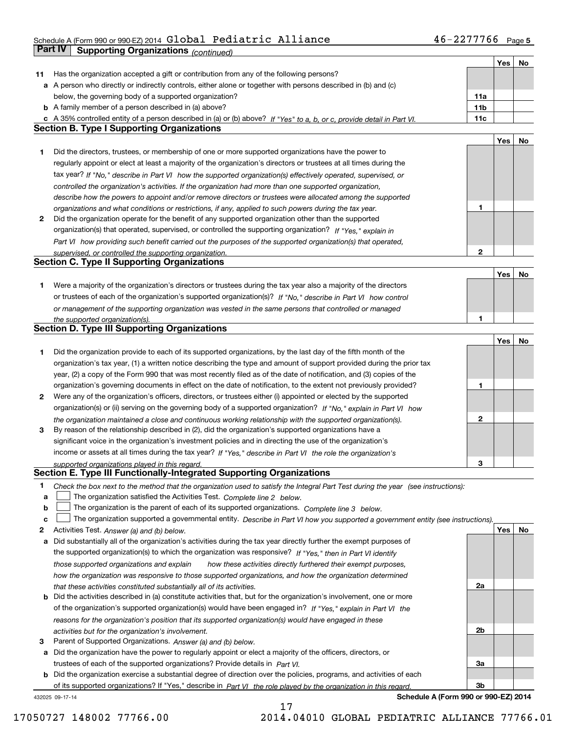Schedule A (Form 990 or 990-EZ) 2014 Global Pediatric Alliance 46-2277766 Page 5

## Part IV Supporting Organizations *(continued)*

| | | | Yes | No |
|---|---|---|---|---|
| **11** | Has the organization accepted a gift or contribution from any of the following persons? | | | |
| **a** | A person who directly or indirectly controls, either alone or together with persons described in (b) and (c) below, the governing body of a supported organization? | 11a | | |
| **b** | A family member of a person described in (a) above? | 11b | | |
| **c** | A 35% controlled entity of a person described in (a) or (b) above? *If "Yes" to a, b, or c, provide detail in Part VI.* | 11c | | |

### Section B. Type I Supporting Organizations

| | | | Yes | No |
|---|---|---|---|---|
| **1** | Did the directors, trustees, or membership of one or more supported organizations have the power to regularly appoint or elect at least a majority of the organization's directors or trustees at all times during the tax year? *If "No," describe in Part VI how the supported organization(s) effectively operated, supervised, or controlled the organization's activities. If the organization had more than one supported organization, describe how the powers to appoint and/or remove directors or trustees were allocated among the supported organizations and what conditions or restrictions, if any, applied to such powers during the tax year.* | 1 | | |
| **2** | Did the organization operate for the benefit of any supported organization other than the supported organization(s) that operated, supervised, or controlled the supporting organization? *If "Yes," explain in Part VI how providing such benefit carried out the purposes of the supported organization(s) that operated, supervised, or controlled the supporting organization.* | 2 | | |

### Section C. Type II Supporting Organizations

| | | | Yes | No |
|---|---|---|---|---|
| **1** | Were a majority of the organization's directors or trustees during the tax year also a majority of the directors or trustees of each of the organization's supported organization(s)? *If "No," describe in Part VI how control or management of the supporting organization was vested in the same persons that controlled or managed the supported organization(s).* | 1 | | |

### Section D. Type III Supporting Organizations

| | | | Yes | No |
|---|---|---|---|---|
| **1** | Did the organization provide to each of its supported organizations, by the last day of the fifth month of the organization's tax year, (1) a written notice describing the type and amount of support provided during the prior tax year, (2) a copy of the Form 990 that was most recently filed as of the date of notification, and (3) copies of the organization's governing documents in effect on the date of notification, to the extent not previously provided? | 1 | | |
| **2** | Were any of the organization's officers, directors, or trustees either (i) appointed or elected by the supported organization(s) or (ii) serving on the governing body of a supported organization? *If "No," explain in Part VI how the organization maintained a close and continuous working relationship with the supported organization(s).* | 2 | | |
| **3** | By reason of the relationship described in (2), did the organization's supported organizations have a significant voice in the organization's investment policies and in directing the use of the organization's income or assets at all times during the tax year? *If "Yes," describe in Part VI the role the organization's supported organizations played in this regard.* | 3 | | |

### Section E. Type III Functionally-Integrated Supporting Organizations

**1** *Check the box next to the method that the organization used to satisfy the Integral Part Test during the year (see instructions):*

- **a** ☐ The organization satisfied the Activities Test. *Complete line 2 below.*
- **b** ☐ The organization is the parent of each of its supported organizations. *Complete line 3 below.*
- **c** ☐ The organization supported a governmental entity. *Describe in Part VI how you supported a government entity (see instructions).*

| | | | Yes | No |
|---|---|---|---|---|
| **2** | Activities Test. *Answer (a) and (b) below.* | | | |
| **a** | Did substantially all of the organization's activities during the tax year directly further the exempt purposes of the supported organization(s) to which the organization was responsive? *If "Yes," then in Part VI identify those supported organizations and explain how these activities directly furthered their exempt purposes, how the organization was responsive to those supported organizations, and how the organization determined that these activities constituted substantially all of its activities.* | 2a | | |
| **b** | Did the activities described in (a) constitute activities that, but for the organization's involvement, one or more of the organization's supported organization(s) would have been engaged in? *If "Yes," explain in Part VI the reasons for the organization's position that its supported organization(s) would have engaged in these activities but for the organization's involvement.* | 2b | | |
| **3** | Parent of Supported Organizations. *Answer (a) and (b) below.* | | | |
| **a** | Did the organization have the power to regularly appoint or elect a majority of the officers, directors, or trustees of each of the supported organizations? Provide details in *Part VI.* | 3a | | |
| **b** | Did the organization exercise a substantial degree of direction over the policies, programs, and activities of each of its supported organizations? If "Yes," describe in *Part VI the role played by the organization in this regard.* | 3b | | |

432025 09-17-14 **Schedule A (Form 990 or 990-EZ) 2014**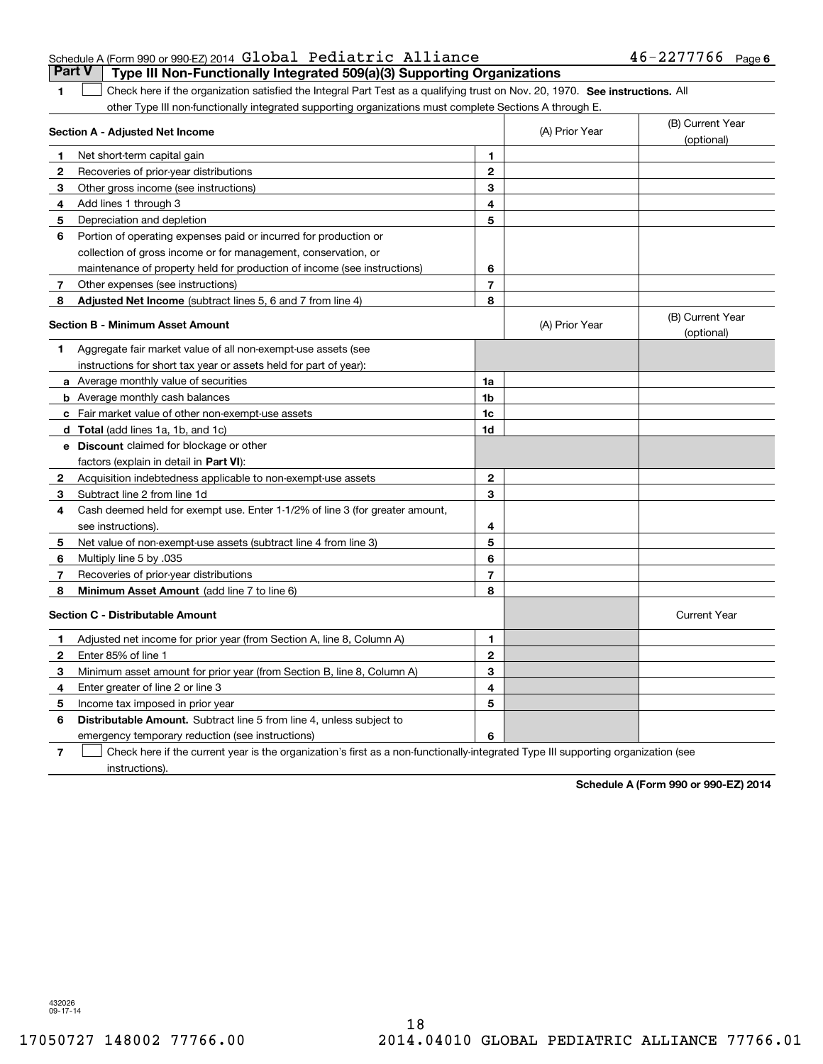Schedule A (Form 990 or 990-EZ) 2014 Global Pediatric Alliance 46-2277766 Page 6

## Part V Type III Non-Functionally Integrated 509(a)(3) Supporting Organizations

**1** ☐ Check here if the organization satisfied the Integral Part Test as a qualifying trust on Nov. 20, 1970. **See instructions.** All other Type III non-functionally integrated supporting organizations must complete Sections A through E.

| **Section A - Adjusted Net Income** | | (A) Prior Year | (B) Current Year (optional) |
|---|---|---|---|
| **1** Net short-term capital gain | 1 | | |
| **2** Recoveries of prior-year distributions | 2 | | |
| **3** Other gross income (see instructions) | 3 | | |
| **4** Add lines 1 through 3 | 4 | | |
| **5** Depreciation and depletion | 5 | | |
| **6** Portion of operating expenses paid or incurred for production or collection of gross income or for management, conservation, or maintenance of property held for production of income (see instructions) | 6 | | |
| **7** Other expenses (see instructions) | 7 | | |
| **8** **Adjusted Net Income** (subtract lines 5, 6 and 7 from line 4) | 8 | | |

| **Section B - Minimum Asset Amount** | | (A) Prior Year | (B) Current Year (optional) |
|---|---|---|---|
| **1** Aggregate fair market value of all non-exempt-use assets (see instructions for short tax year or assets held for part of year): | | | |
| **a** Average monthly value of securities | 1a | | |
| **b** Average monthly cash balances | 1b | | |
| **c** Fair market value of other non-exempt-use assets | 1c | | |
| **d** **Total** (add lines 1a, 1b, and 1c) | 1d | | |
| **e** **Discount** claimed for blockage or other factors (explain in detail in **Part VI**): | | | |
| **2** Acquisition indebtedness applicable to non-exempt-use assets | 2 | | |
| **3** Subtract line 2 from line 1d | 3 | | |
| **4** Cash deemed held for exempt use. Enter 1-1/2% of line 3 (for greater amount, see instructions). | 4 | | |
| **5** Net value of non-exempt-use assets (subtract line 4 from line 3) | 5 | | |
| **6** Multiply line 5 by .035 | 6 | | |
| **7** Recoveries of prior-year distributions | 7 | | |
| **8** **Minimum Asset Amount** (add line 7 to line 6) | 8 | | |

| **Section C - Distributable Amount** | | | Current Year |
|---|---|---|---|
| **1** Adjusted net income for prior year (from Section A, line 8, Column A) | 1 | | |
| **2** Enter 85% of line 1 | 2 | | |
| **3** Minimum asset amount for prior year (from Section B, line 8, Column A) | 3 | | |
| **4** Enter greater of line 2 or line 3 | 4 | | |
| **5** Income tax imposed in prior year | 5 | | |
| **6** **Distributable Amount.** Subtract line 5 from line 4, unless subject to emergency temporary reduction (see instructions) | 6 | | |

**7** ☐ Check here if the current year is the organization's first as a non-functionally-integrated Type III supporting organization (see instructions).

**Schedule A (Form 990 or 990-EZ) 2014**

432026 09-17-14

17050727 148002 77766.00 2014.04010 GLOBAL PEDIATRIC ALLIANCE 77766.01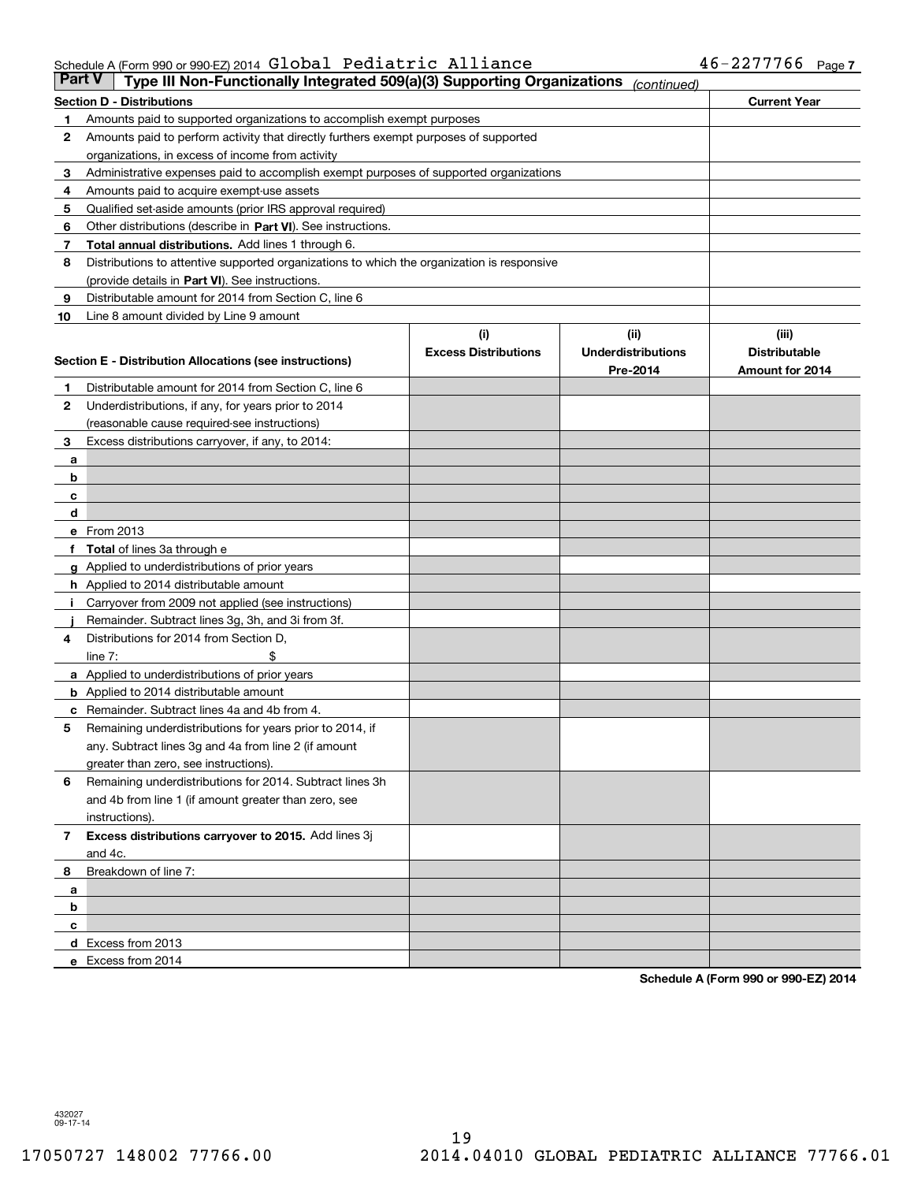Schedule A (Form 990 or 990-EZ) 2014 Global Pediatric Alliance 46-2277766 Page 7

## Part V Type III Non-Functionally Integrated 509(a)(3) Supporting Organizations *(continued)*

| Section D - Distributions | | Current Year |
|---|---|---|
| 1 | Amounts paid to supported organizations to accomplish exempt purposes | |
| 2 | Amounts paid to perform activity that directly furthers exempt purposes of supported organizations, in excess of income from activity | |
| 3 | Administrative expenses paid to accomplish exempt purposes of supported organizations | |
| 4 | Amounts paid to acquire exempt-use assets | |
| 5 | Qualified set-aside amounts (prior IRS approval required) | |
| 6 | Other distributions (describe in **Part VI**). See instructions. | |
| 7 | **Total annual distributions.** Add lines 1 through 6. | |
| 8 | Distributions to attentive supported organizations to which the organization is responsive (provide details in **Part VI**). See instructions. | |
| 9 | Distributable amount for 2014 from Section C, line 6 | |
| 10 | Line 8 amount divided by Line 9 amount | |

| Section E - Distribution Allocations (see instructions) | | (i) Excess Distributions | (ii) Underdistributions Pre-2014 | (iii) Distributable Amount for 2014 |
|---|---|---|---|---|
| 1 | Distributable amount for 2014 from Section C, line 6 | | | |
| 2 | Underdistributions, if any, for years prior to 2014 (reasonable cause required-see instructions) | | | |
| 3 | Excess distributions carryover, if any, to 2014: | | | |
| a | | | | |
| b | | | | |
| c | | | | |
| d | | | | |
| e | From 2013 | | | |
| f | **Total** of lines 3a through e | | | |
| g | Applied to underdistributions of prior years | | | |
| h | Applied to 2014 distributable amount | | | |
| i | Carryover from 2009 not applied (see instructions) | | | |
| j | Remainder. Subtract lines 3g, 3h, and 3i from 3f. | | | |
| 4 | Distributions for 2014 from Section D, line 7: $ | | | |
| a | Applied to underdistributions of prior years | | | |
| b | Applied to 2014 distributable amount | | | |
| c | Remainder. Subtract lines 4a and 4b from 4. | | | |
| 5 | Remaining underdistributions for years prior to 2014, if any. Subtract lines 3g and 4a from line 2 (if amount greater than zero, see instructions). | | | |
| 6 | Remaining underdistributions for 2014. Subtract lines 3h and 4b from line 1 (if amount greater than zero, see instructions). | | | |
| 7 | **Excess distributions carryover to 2015.** Add lines 3j and 4c. | | | |
| 8 | Breakdown of line 7: | | | |
| a | | | | |
| b | | | | |
| c | | | | |
| d | Excess from 2013 | | | |
| e | Excess from 2014 | | | |

**Schedule A (Form 990 or 990-EZ) 2014**

432027 09-17-14

17050727 148002 77766.00 2014.04010 GLOBAL PEDIATRIC ALLIANCE 77766.01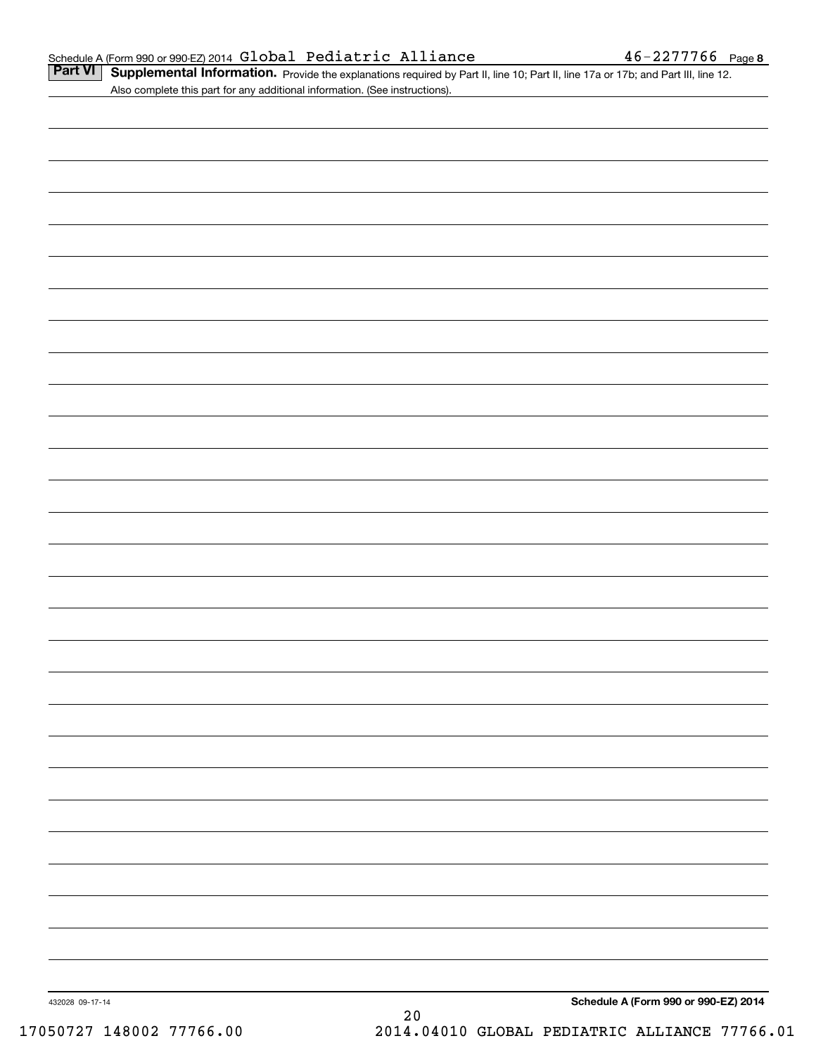Schedule A (Form 990 or 990-EZ) 2014 Global Pediatric Alliance 46-2277766 Page 8

**Part VI** **Supplemental Information.** Provide the explanations required by Part II, line 10; Part II, line 17a or 17b; and Part III, line 12. Also complete this part for any additional information. (See instructions).

432028 09-17-14

**Schedule A (Form 990 or 990-EZ) 2014**

17050727 148002 77766.00 2014.04010 GLOBAL PEDIATRIC ALLIANCE 77766.01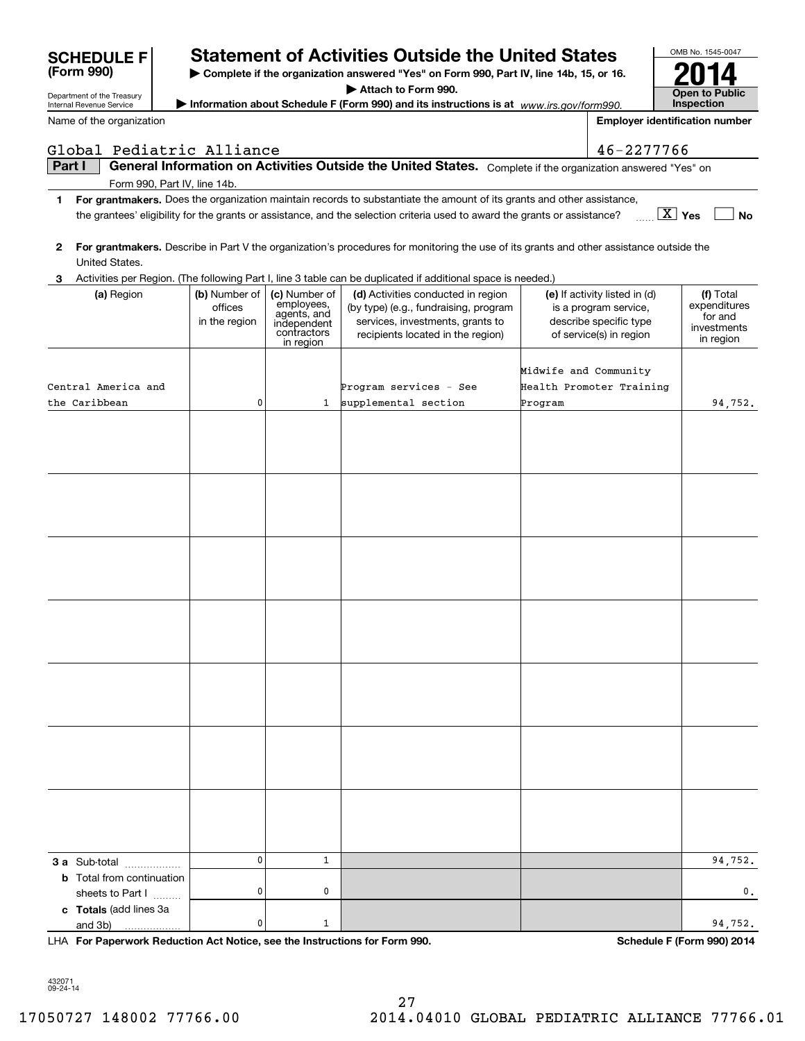**SCHEDULE F (Form 990)**

Department of the Treasury
Internal Revenue Service

# Statement of Activities Outside the United States

▶ **Complete if the organization answered "Yes" on Form 990, Part IV, line 14b, 15, or 16.**

▶ **Attach to Form 990.**

▶ **Information about Schedule F (Form 990) and its instructions is at** *www.irs.gov/form990.*

OMB No. 1545-0047

**2014**

**Open to Public Inspection**

Name of the organization: Global Pediatric Alliance

**Employer identification number:** 46-2277766

## Part I General Information on Activities Outside the United States. 

Complete if the organization answered "Yes" on Form 990, Part IV, line 14b.

**1** **For grantmakers.** Does the organization maintain records to substantiate the amount of its grants and other assistance, the grantees' eligibility for the grants or assistance, and the selection criteria used to award the grants or assistance? [X] **Yes** [ ] **No**

**2** **For grantmakers.** Describe in Part V the organization's procedures for monitoring the use of its grants and other assistance outside the United States.

**3** Activities per Region. (The following Part I, line 3 table can be duplicated if additional space is needed.)

| (a) Region | (b) Number of offices in the region | (c) Number of employees, agents, and independent contractors in region | (d) Activities conducted in region (by type) (e.g., fundraising, program services, investments, grants to recipients located in the region) | (e) If activity listed in (d) is a program service, describe specific type of service(s) in region | (f) Total expenditures for and investments in region |
|---|---|---|---|---|---|
| Central America and the Caribbean | 0 | 1 | Program services - See supplemental section | Midwife and Community Health Promoter Training Program | 94,752. |
| | | | | | |
| | | | | | |
| | | | | | |
| | | | | | |
| | | | | | |
| | | | | | |
| | | | | | |
| **3 a** Sub-total | 0 | 1 | | | 94,752. |
| **b** Total from continuation sheets to Part I | 0 | 0 | | | 0. |
| **c Totals** (add lines 3a and 3b) | 0 | 1 | | | 94,752. |

LHA **For Paperwork Reduction Act Notice, see the Instructions for Form 990.**

**Schedule F (Form 990) 2014**

432071
09-24-14

17050727 148002 77766.00 2014.04010 GLOBAL PEDIATRIC ALLIANCE 77766.01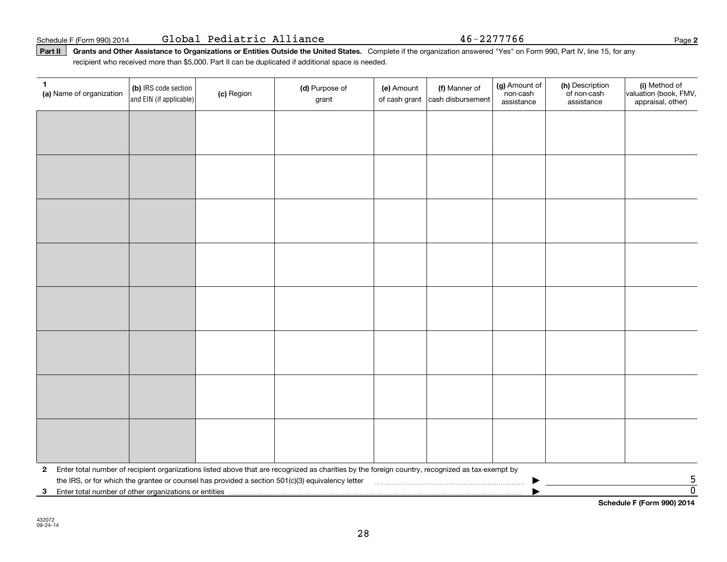Schedule F (Form 990) 2014 Global Pediatric Alliance 46-2277766

**Part II** **Grants and Other Assistance to Organizations or Entities Outside the United States.** Complete if the organization answered "Yes" on Form 990, Part IV, line 15, for any recipient who received more than $5,000. Part II can be duplicated if additional space is needed.

| 1 (a) Name of organization | (b) IRS code section and EIN (if applicable) | (c) Region | (d) Purpose of grant | (e) Amount of cash grant | (f) Manner of cash disbursement | (g) Amount of non-cash assistance | (h) Description of non-cash assistance | (i) Method of valuation (book, FMV, appraisal, other) |
|---|---|---|---|---|---|---|---|---|
| | | | | | | | | |
| | | | | | | | | |
| | | | | | | | | |
| | | | | | | | | |
| | | | | | | | | |
| | | | | | | | | |
| | | | | | | | | |
| | | | | | | | | |

**2** Enter total number of recipient organizations listed above that are recognized as charities by the foreign country, recognized as tax-exempt by the IRS, or for which the grantee or counsel has provided a section 501(c)(3) equivalency letter ▶ 5

**3** Enter total number of other organizations or entities ▶ 0

**Schedule F (Form 990) 2014**

432072
09-24-14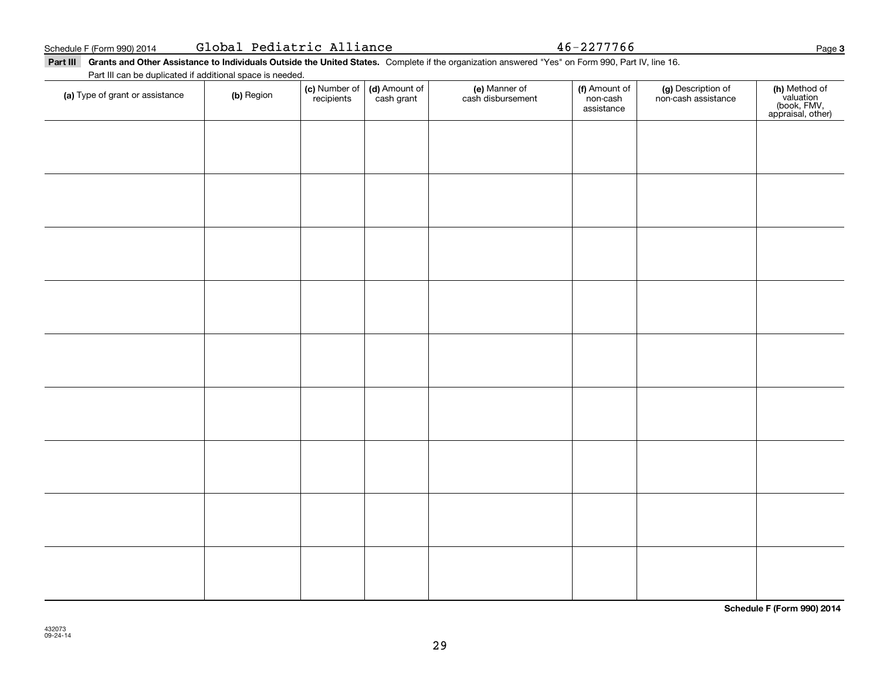Schedule F (Form 990) 2014 Global Pediatric Alliance 46-2277766

**Part III** **Grants and Other Assistance to Individuals Outside the United States.** Complete if the organization answered "Yes" on Form 990, Part IV, line 16.

Part III can be duplicated if additional space is needed.

| (a) Type of grant or assistance | (b) Region | (c) Number of recipients | (d) Amount of cash grant | (e) Manner of cash disbursement | (f) Amount of non-cash assistance | (g) Description of non-cash assistance | (h) Method of valuation (book, FMV, appraisal, other) |
|---|---|---|---|---|---|---|---|
| | | | | | | | |
| | | | | | | | |
| | | | | | | | |
| | | | | | | | |
| | | | | | | | |
| | | | | | | | |
| | | | | | | | |
| | | | | | | | |
| | | | | | | | |

**Schedule F (Form 990) 2014**

432073
09-24-14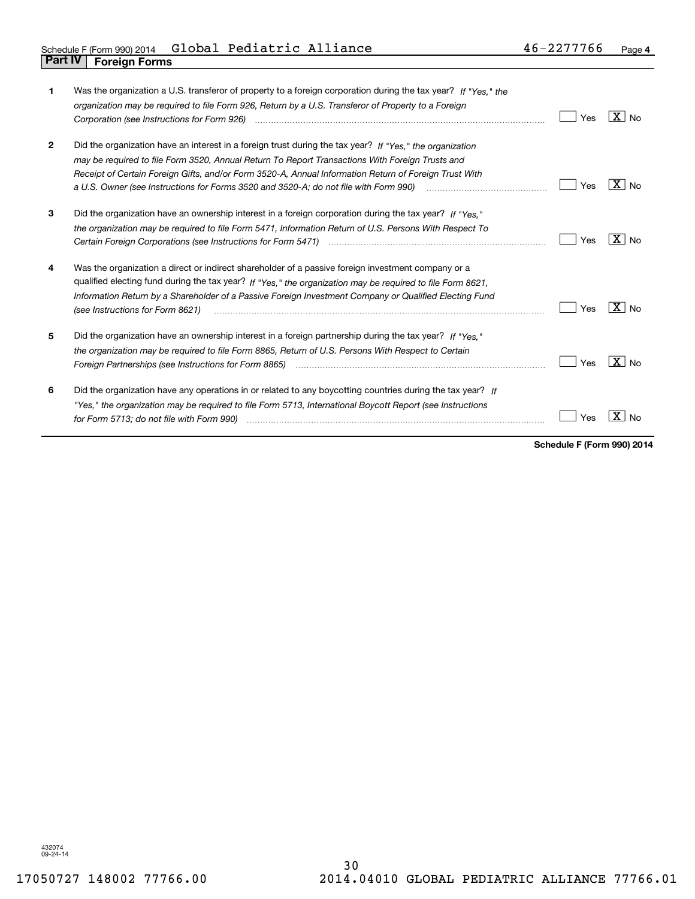Schedule F (Form 990) 2014 Global Pediatric Alliance 46-2277766 Page 4

## Part IV Foreign Forms

| | | Yes | No |
|---|---|---|---|
| 1 | Was the organization a U.S. transferor of property to a foreign corporation during the tax year? *If "Yes," the organization may be required to file Form 926, Return by a U.S. Transferor of Property to a Foreign Corporation (see Instructions for Form 926)* | | X |
| 2 | Did the organization have an interest in a foreign trust during the tax year? *If "Yes," the organization may be required to file Form 3520, Annual Return To Report Transactions With Foreign Trusts and Receipt of Certain Foreign Gifts, and/or Form 3520-A, Annual Information Return of Foreign Trust With a U.S. Owner (see Instructions for Forms 3520 and 3520-A; do not file with Form 990)* | | X |
| 3 | Did the organization have an ownership interest in a foreign corporation during the tax year? *If "Yes," the organization may be required to file Form 5471, Information Return of U.S. Persons With Respect To Certain Foreign Corporations (see Instructions for Form 5471)* | | X |
| 4 | Was the organization a direct or indirect shareholder of a passive foreign investment company or a qualified electing fund during the tax year? *If "Yes," the organization may be required to file Form 8621, Information Return by a Shareholder of a Passive Foreign Investment Company or Qualified Electing Fund (see Instructions for Form 8621)* | | X |
| 5 | Did the organization have an ownership interest in a foreign partnership during the tax year? *If "Yes," the organization may be required to file Form 8865, Return of U.S. Persons With Respect to Certain Foreign Partnerships (see Instructions for Form 8865)* | | X |
| 6 | Did the organization have any operations in or related to any boycotting countries during the tax year? *If "Yes," the organization may be required to file Form 5713, International Boycott Report (see Instructions for Form 5713; do not file with Form 990)* | | X |

**Schedule F (Form 990) 2014**

432074
09-24-14

17050727 148002 77766.00 2014.04010 GLOBAL PEDIATRIC ALLIANCE 77766.01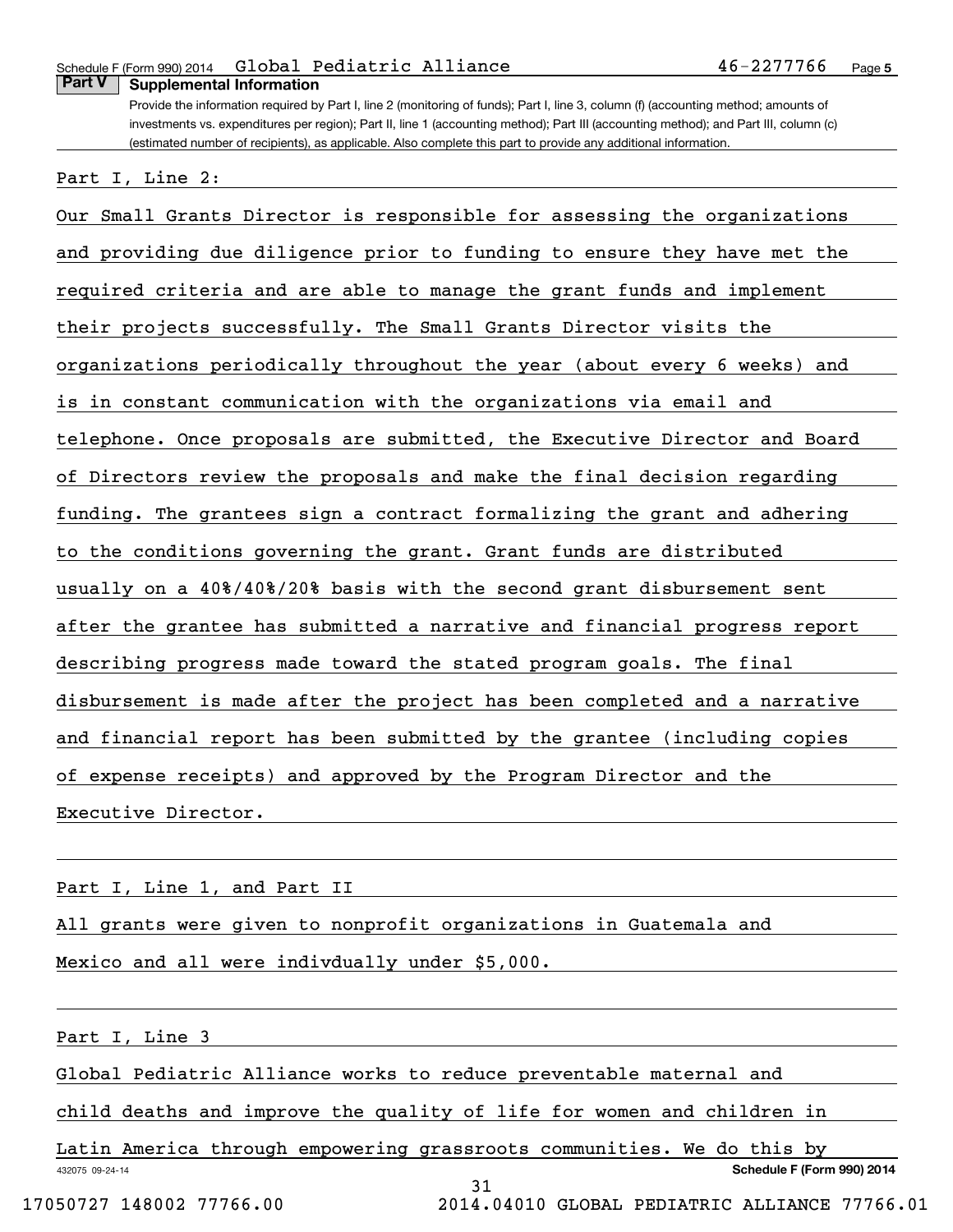## Part V Supplemental Information

Provide the information required by Part I, line 2 (monitoring of funds); Part I, line 3, column (f) (accounting method; amounts of investments vs. expenditures per region); Part II, line 1 (accounting method); Part III (accounting method); and Part III, column (c) (estimated number of recipients), as applicable. Also complete this part to provide any additional information.

Part I, Line 2:

Our Small Grants Director is responsible for assessing the organizations and providing due diligence prior to funding to ensure they have met the required criteria and are able to manage the grant funds and implement their projects successfully. The Small Grants Director visits the organizations periodically throughout the year (about every 6 weeks) and is in constant communication with the organizations via email and telephone. Once proposals are submitted, the Executive Director and Board of Directors review the proposals and make the final decision regarding funding. The grantees sign a contract formalizing the grant and adhering to the conditions governing the grant. Grant funds are distributed usually on a 40%/40%/20% basis with the second grant disbursement sent after the grantee has submitted a narrative and financial progress report describing progress made toward the stated program goals. The final disbursement is made after the project has been completed and a narrative and financial report has been submitted by the grantee (including copies of expense receipts) and approved by the Program Director and the Executive Director.

Part I, Line 1, and Part II

All grants were given to nonprofit organizations in Guatemala and Mexico and all were indivdually under $5,000.

Part I, Line 3

Global Pediatric Alliance works to reduce preventable maternal and child deaths and improve the quality of life for women and children in Latin America through empowering grassroots communities. We do this by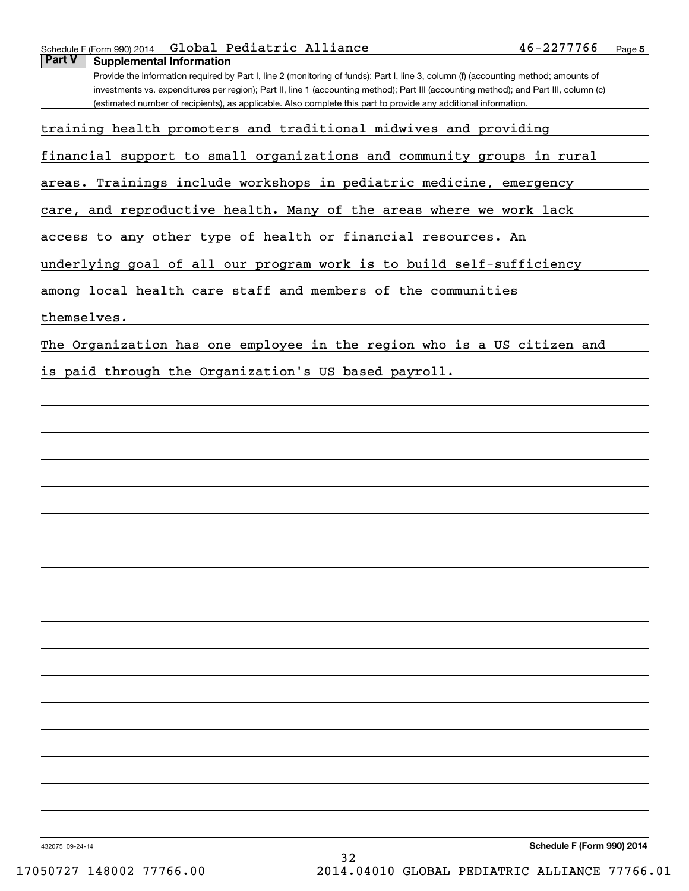## Part V Supplemental Information

Provide the information required by Part I, line 2 (monitoring of funds); Part I, line 3, column (f) (accounting method; amounts of investments vs. expenditures per region); Part II, line 1 (accounting method); Part III (accounting method); and Part III, column (c) (estimated number of recipients), as applicable. Also complete this part to provide any additional information.

training health promoters and traditional midwives and providing financial support to small organizations and community groups in rural areas. Trainings include workshops in pediatric medicine, emergency care, and reproductive health. Many of the areas where we work lack access to any other type of health or financial resources. An underlying goal of all our program work is to build self-sufficiency among local health care staff and members of the communities themselves.

The Organization has one employee in the region who is a US citizen and is paid through the Organization's US based payroll.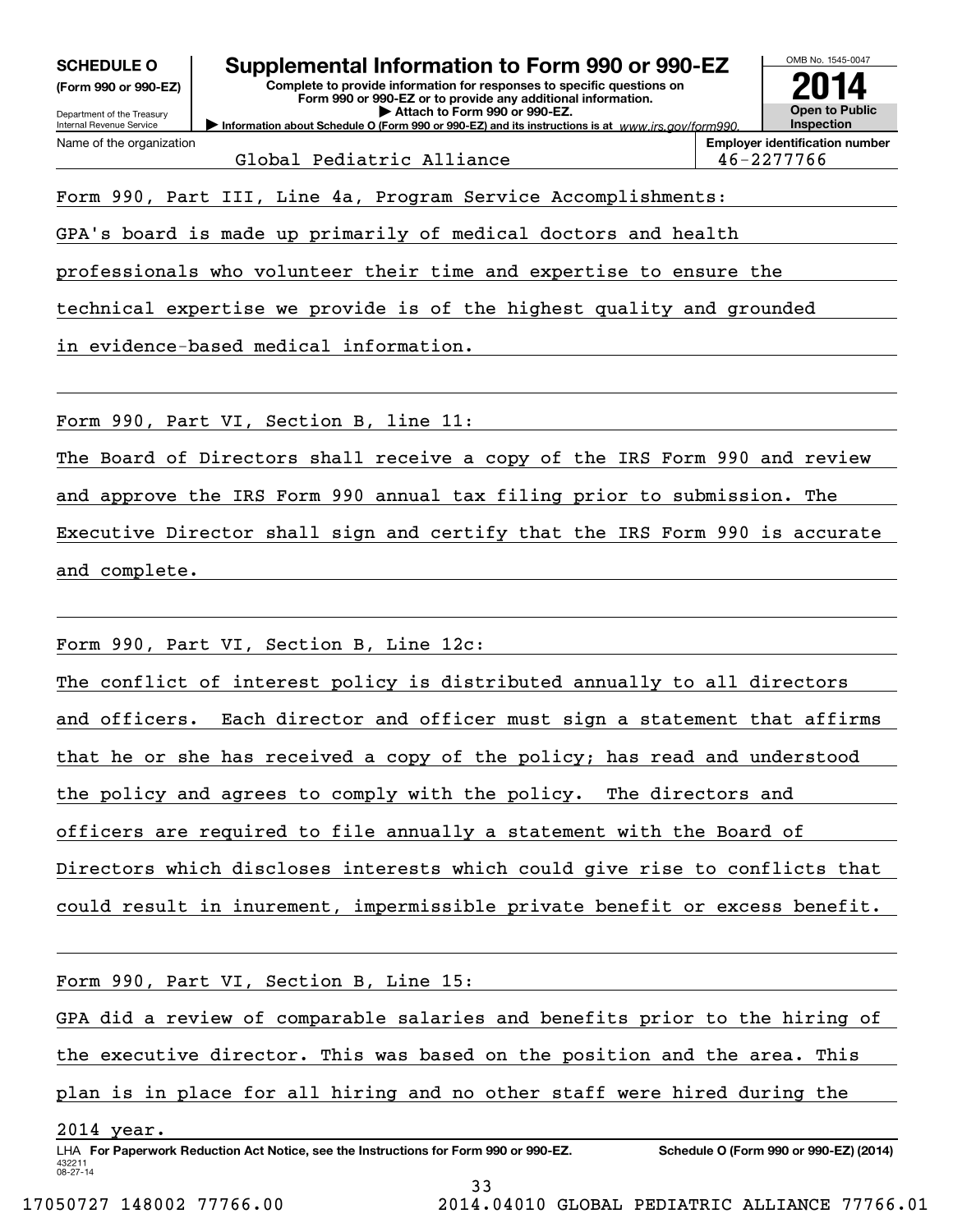**SCHEDULE O** (Form 990 or 990-EZ)

Department of the Treasury
Internal Revenue Service

# Supplemental Information to Form 990 or 990-EZ

**Complete to provide information for responses to specific questions on Form 990 or 990-EZ or to provide any additional information.**
**▶ Attach to Form 990 or 990-EZ.**
**▶ Information about Schedule O (Form 990 or 990-EZ) and its instructions is at** *www.irs.gov/form990.*

OMB No. 1545-0047

**2014**

**Open to Public Inspection**

| Name of the organization | Employer identification number |
|---|---|
| Global Pediatric Alliance | 46-2277766 |

Form 990, Part III, Line 4a, Program Service Accomplishments:

GPA's board is made up primarily of medical doctors and health professionals who volunteer their time and expertise to ensure the technical expertise we provide is of the highest quality and grounded in evidence-based medical information.

Form 990, Part VI, Section B, line 11:

The Board of Directors shall receive a copy of the IRS Form 990 and review and approve the IRS Form 990 annual tax filing prior to submission. The Executive Director shall sign and certify that the IRS Form 990 is accurate and complete.

Form 990, Part VI, Section B, Line 12c:

The conflict of interest policy is distributed annually to all directors and officers. Each director and officer must sign a statement that affirms that he or she has received a copy of the policy; has read and understood the policy and agrees to comply with the policy. The directors and officers are required to file annually a statement with the Board of Directors which discloses interests which could give rise to conflicts that could result in inurement, impermissible private benefit or excess benefit.

Form 990, Part VI, Section B, Line 15:

GPA did a review of comparable salaries and benefits prior to the hiring of the executive director. This was based on the position and the area. This plan is in place for all hiring and no other staff were hired during the 2014 year.

LHA **For Paperwork Reduction Act Notice, see the Instructions for Form 990 or 990-EZ.** **Schedule O (Form 990 or 990-EZ) (2014)**

432211
08-27-14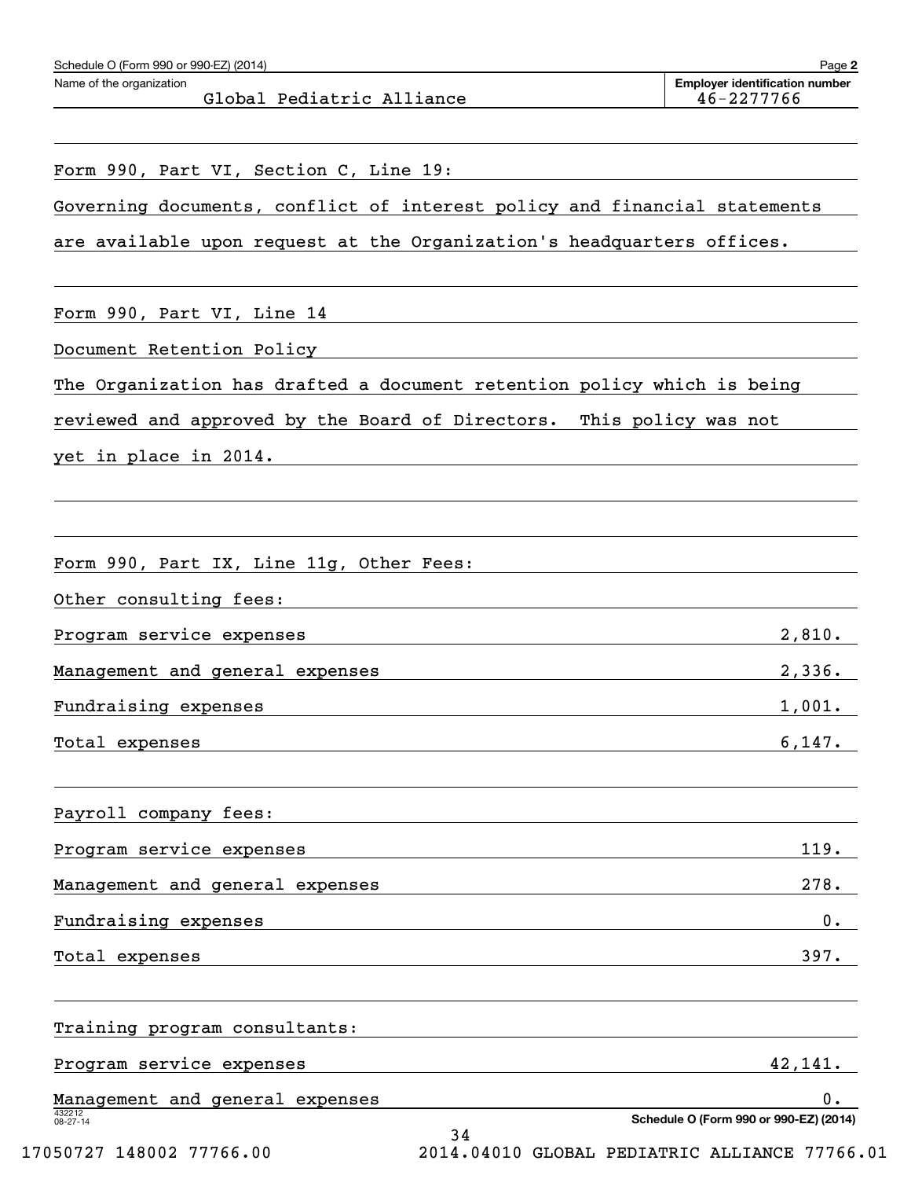Schedule O (Form 990 or 990-EZ) (2014)

Name of the organization: Global Pediatric Alliance

Employer identification number: 46-2277766

Form 990, Part VI, Section C, Line 19:

Governing documents, conflict of interest policy and financial statements are available upon request at the Organization's headquarters offices.

Form 990, Part VI, Line 14

Document Retention Policy

The Organization has drafted a document retention policy which is being reviewed and approved by the Board of Directors. This policy was not yet in place in 2014.

Form 990, Part IX, Line 11g, Other Fees:

Other consulting fees:

| | |
|---|---|
| Program service expenses | 2,810. |
| Management and general expenses | 2,336. |
| Fundraising expenses | 1,001. |
| Total expenses | 6,147. |

Payroll company fees:

| | |
|---|---|
| Program service expenses | 119. |
| Management and general expenses | 278. |
| Fundraising expenses | 0. |
| Total expenses | 397. |

Training program consultants:

| | |
|---|---|
| Program service expenses | 42,141. |
| Management and general expenses | 0. |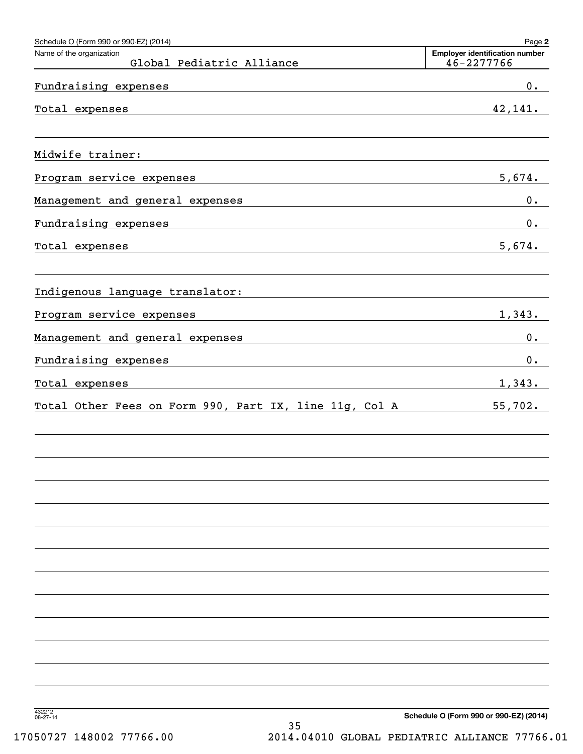Schedule O (Form 990 or 990-EZ) (2014)

| Name of the organization | Employer identification number |
| --- | --- |
| Global Pediatric Alliance | 46-2277766 |

| | |
| --- | --- |
| Fundraising expenses | 0. |
| Total expenses | 42,141. |
| | |
| Midwife trainer: | |
| Program service expenses | 5,674. |
| Management and general expenses | 0. |
| Fundraising expenses | 0. |
| Total expenses | 5,674. |
| | |
| Indigenous language translator: | |
| Program service expenses | 1,343. |
| Management and general expenses | 0. |
| Fundraising expenses | 0. |
| Total expenses | 1,343. |
| Total Other Fees on Form 990, Part IX, line 11g, Col A | 55,702. |

Schedule O (Form 990 or 990-EZ) (2014)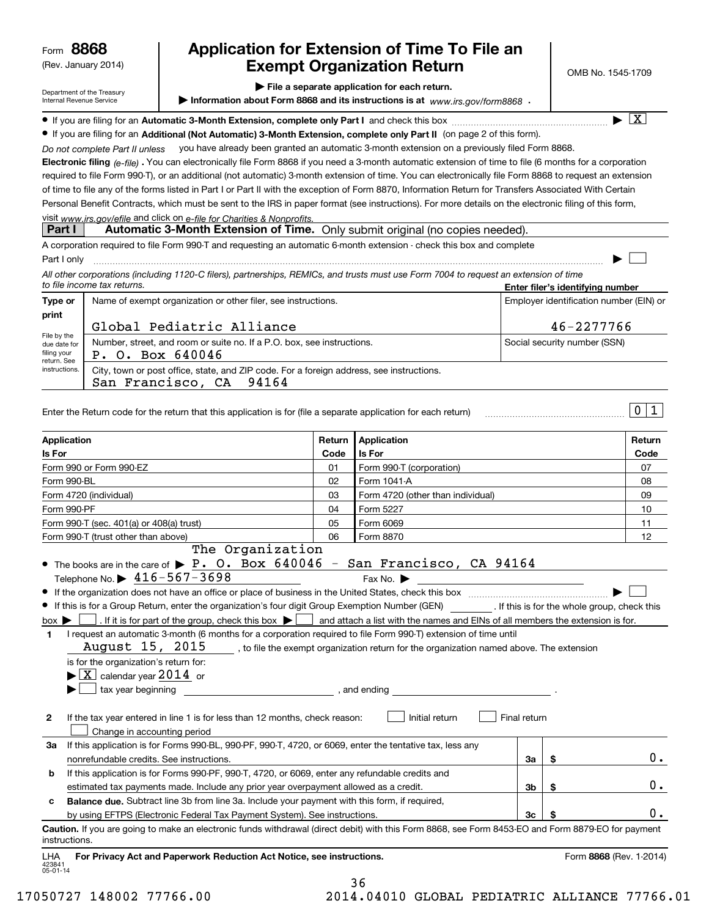Form **8868**
(Rev. January 2014)

Department of the Treasury
Internal Revenue Service

# Application for Extension of Time To File an Exempt Organization Return

▶ **File a separate application for each return.**

▶ **Information about Form 8868 and its instructions is at** *www.irs.gov/form8868* .

OMB No. 1545-1709

- If you are filing for an **Automatic 3-Month Extension, complete only Part I** and check this box ▶ [X]
- If you are filing for an **Additional (Not Automatic) 3-Month Extension, complete only Part II** (on page 2 of this form).

*Do not complete Part II unless* you have already been granted an automatic 3-month extension on a previously filed Form 8868.

**Electronic filing** *(e-file)* . You can electronically file Form 8868 if you need a 3-month automatic extension of time to file (6 months for a corporation required to file Form 990-T), or an additional (not automatic) 3-month extension of time. You can electronically file Form 8868 to request an extension of time to file any of the forms listed in Part I or Part II with the exception of Form 8870, Information Return for Transfers Associated With Certain Personal Benefit Contracts, which must be sent to the IRS in paper format (see instructions). For more details on the electronic filing of this form, visit *www.irs.gov/efile* and click on *e-file for Charities & Nonprofits.*

## Part I — Automatic 3-Month Extension of Time. Only submit original (no copies needed).

A corporation required to file Form 990-T and requesting an automatic 6-month extension - check this box and complete Part I only ▶ [ ]

*All other corporations (including 1120-C filers), partnerships, REMICs, and trusts must use Form 7004 to request an extension of time to file income tax returns.*

**Enter filer's identifying number**

| Type or print | | |
|---|---|---|
| | Name of exempt organization or other filer, see instructions. Global Pediatric Alliance | Employer identification number (EIN) or 46-2277766 |
| File by the due date for filing your return. See instructions. | Number, street, and room or suite no. If a P.O. box, see instructions. P. O. Box 640046 | Social security number (SSN) |
| | City, town or post office, state, and ZIP code. For a foreign address, see instructions. San Francisco, CA 94164 | |

Enter the Return code for the return that this application is for (file a separate application for each return) **0 1**

| Application Is For | Return Code | Application Is For | Return Code |
|---|---|---|---|
| Form 990 or Form 990-EZ | 01 | Form 990-T (corporation) | 07 |
| Form 990-BL | 02 | Form 1041-A | 08 |
| Form 4720 (individual) | 03 | Form 4720 (other than individual) | 09 |
| Form 990-PF | 04 | Form 5227 | 10 |
| Form 990-T (sec. 401(a) or 408(a) trust) | 05 | Form 6069 | 11 |
| Form 990-T (trust other than above) | 06 | Form 8870 | 12 |

- The books are in the care of ▶ The Organization
  P. O. Box 640046 - San Francisco, CA 94164

  Telephone No. ▶ 416-567-3698   Fax No. ▶
- If the organization does not have an office or place of business in the United States, check this box ▶ [ ]
- If this is for a Group Return, enter the organization's four digit Group Exemption Number (GEN) ______ . If this is for the whole group, check this box ▶ [ ] . If it is for part of the group, check this box ▶ [ ] and attach a list with the names and EINs of all members the extension is for.

**1** I request an automatic 3-month (6 months for a corporation required to file Form 990-T) extension of time until August 15, 2015 , to file the exempt organization return for the organization named above. The extension is for the organization's return for:

▶ [X] calendar year 2014 or

▶ [ ] tax year beginning ______ , and ending ______ .

**2** If the tax year entered in line 1 is for less than 12 months, check reason: [ ] Initial return [ ] Final return [ ] Change in accounting period

| | | | |
|---|---|---|---|
| **3a** | If this application is for Forms 990-BL, 990-PF, 990-T, 4720, or 6069, enter the tentative tax, less any nonrefundable credits. See instructions. | 3a | $ 0. |
| **b** | If this application is for Forms 990-PF, 990-T, 4720, or 6069, enter any refundable credits and estimated tax payments made. Include any prior year overpayment allowed as a credit. | 3b | $ 0. |
| **c** | **Balance due.** Subtract line 3b from line 3a. Include your payment with this form, if required, by using EFTPS (Electronic Federal Tax Payment System). See instructions. | 3c | $ 0. |

**Caution.** If you are going to make an electronic funds withdrawal (direct debit) with this Form 8868, see Form 8453-EO and Form 8879-EO for payment instructions.

LHA **For Privacy Act and Paperwork Reduction Act Notice, see instructions.** Form **8868** (Rev. 1-2014)

423841
05-01-14

17050727 148002 77766.00   2014.04010 GLOBAL PEDIATRIC ALLIANCE 77766.01